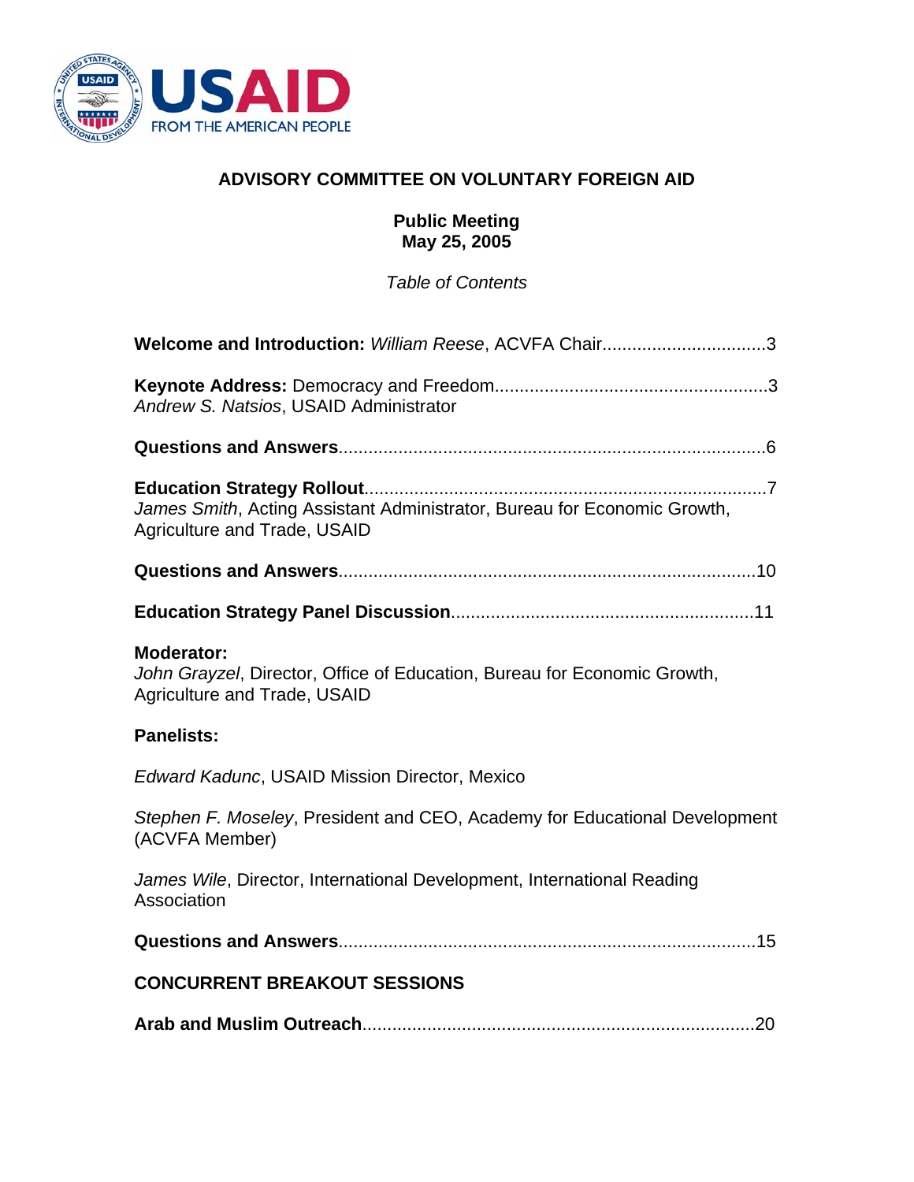USAID
FROM THE AMERICAN PEOPLE

# ADVISORY COMMITTEE ON VOLUNTARY FOREIGN AID

## Public Meeting
## May 25, 2005

*Table of Contents*

**Welcome and Introduction:** *William Reese*, ACVFA Chair................................3

**Keynote Address:** Democracy and Freedom......................................................3
*Andrew S. Natsios*, USAID Administrator

**Questions and Answers**.....................................................................................6

**Education Strategy Rollout**................................................................................7
*James Smith*, Acting Assistant Administrator, Bureau for Economic Growth, Agriculture and Trade, USAID

**Questions and Answers**...................................................................................10

**Education Strategy Panel Discussion**............................................................11

**Moderator:**
*John Grayzel*, Director, Office of Education, Bureau for Economic Growth, Agriculture and Trade, USAID

**Panelists:**

*Edward Kadunc*, USAID Mission Director, Mexico

*Stephen F. Moseley*, President and CEO, Academy for Educational Development (ACVFA Member)

*James Wile*, Director, International Development, International Reading Association

**Questions and Answers**...................................................................................15

**CONCURRENT BREAKOUT SESSIONS**

**Arab and Muslim Outreach**..............................................................................20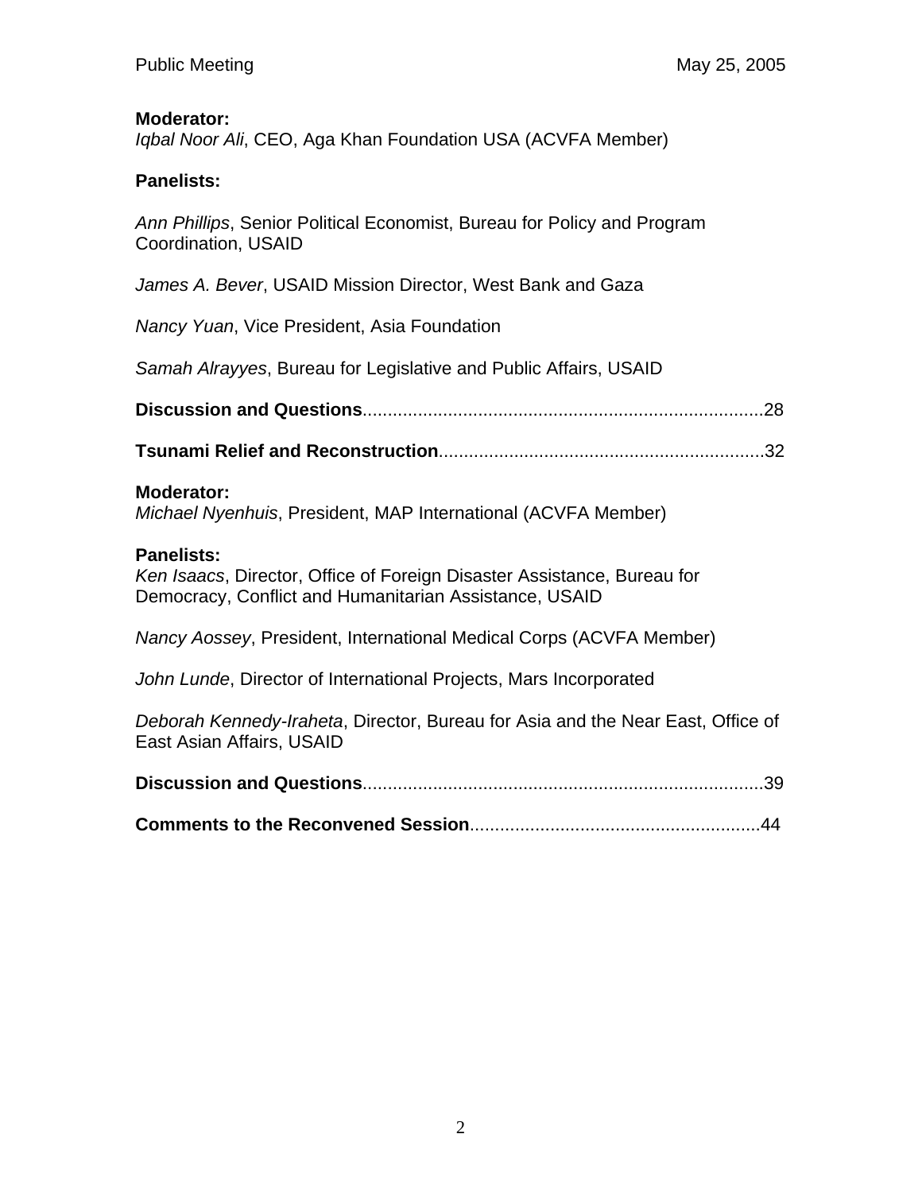**Moderator:**
*Iqbal Noor Ali*, CEO, Aga Khan Foundation USA (ACVFA Member)

**Panelists:**

*Ann Phillips*, Senior Political Economist, Bureau for Policy and Program Coordination, USAID

*James A. Bever*, USAID Mission Director, West Bank and Gaza

*Nancy Yuan*, Vice President, Asia Foundation

*Samah Alrayyes*, Bureau for Legislative and Public Affairs, USAID

**Discussion and Questions**...............................................................................28

**Tsunami Relief and Reconstruction**.................................................................32

**Moderator:**
*Michael Nyenhuis*, President, MAP International (ACVFA Member)

**Panelists:**
*Ken Isaacs*, Director, Office of Foreign Disaster Assistance, Bureau for Democracy, Conflict and Humanitarian Assistance, USAID

*Nancy Aossey*, President, International Medical Corps (ACVFA Member)

*John Lunde*, Director of International Projects, Mars Incorporated

*Deborah Kennedy-Iraheta*, Director, Bureau for Asia and the Near East, Office of East Asian Affairs, USAID

**Discussion and Questions**...............................................................................39

**Comments to the Reconvened Session**.........................................................44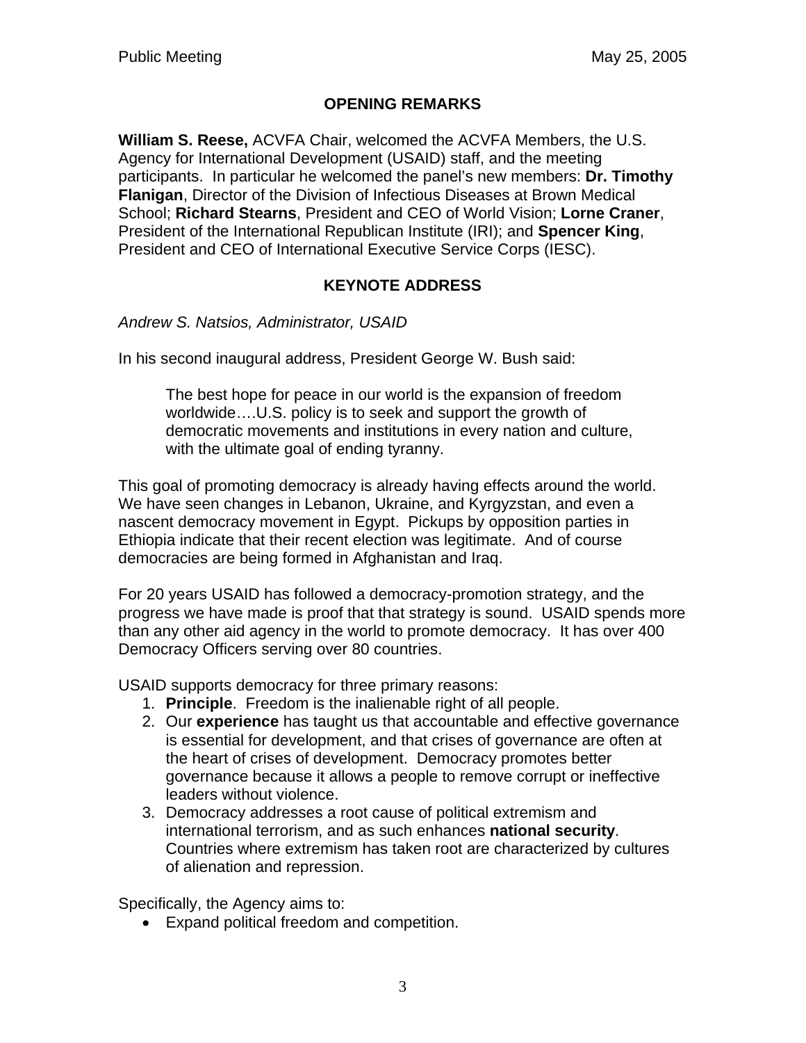## OPENING REMARKS

**William S. Reese,** ACVFA Chair, welcomed the ACVFA Members, the U.S. Agency for International Development (USAID) staff, and the meeting participants. In particular he welcomed the panel's new members: **Dr. Timothy Flanigan**, Director of the Division of Infectious Diseases at Brown Medical School; **Richard Stearns**, President and CEO of World Vision; **Lorne Craner**, President of the International Republican Institute (IRI); and **Spencer King**, President and CEO of International Executive Service Corps (IESC).

## KEYNOTE ADDRESS

*Andrew S. Natsios, Administrator, USAID*

In his second inaugural address, President George W. Bush said:

> The best hope for peace in our world is the expansion of freedom worldwide….U.S. policy is to seek and support the growth of democratic movements and institutions in every nation and culture, with the ultimate goal of ending tyranny.

This goal of promoting democracy is already having effects around the world. We have seen changes in Lebanon, Ukraine, and Kyrgyzstan, and even a nascent democracy movement in Egypt. Pickups by opposition parties in Ethiopia indicate that their recent election was legitimate. And of course democracies are being formed in Afghanistan and Iraq.

For 20 years USAID has followed a democracy-promotion strategy, and the progress we have made is proof that that strategy is sound. USAID spends more than any other aid agency in the world to promote democracy. It has over 400 Democracy Officers serving over 80 countries.

USAID supports democracy for three primary reasons:

1. **Principle**. Freedom is the inalienable right of all people.
2. Our **experience** has taught us that accountable and effective governance is essential for development, and that crises of governance are often at the heart of crises of development. Democracy promotes better governance because it allows a people to remove corrupt or ineffective leaders without violence.
3. Democracy addresses a root cause of political extremism and international terrorism, and as such enhances **national security**. Countries where extremism has taken root are characterized by cultures of alienation and repression.

Specifically, the Agency aims to:

- Expand political freedom and competition.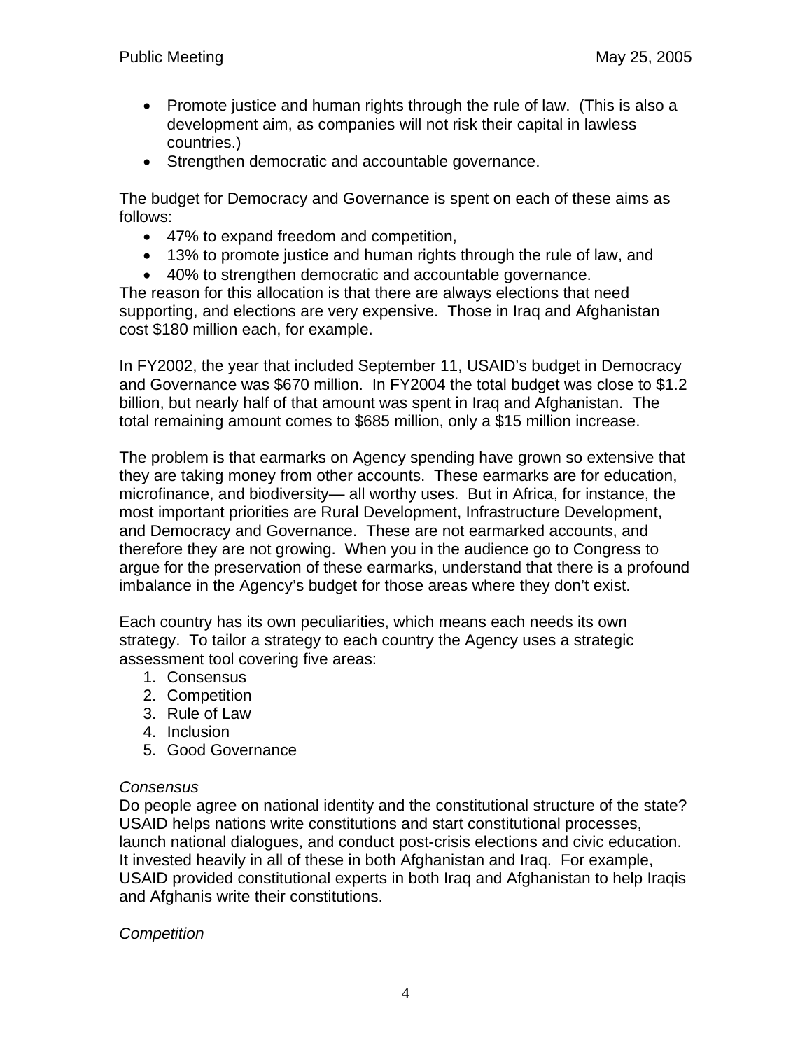- Promote justice and human rights through the rule of law. (This is also a development aim, as companies will not risk their capital in lawless countries.)
- Strengthen democratic and accountable governance.

The budget for Democracy and Governance is spent on each of these aims as follows:

- 47% to expand freedom and competition,
- 13% to promote justice and human rights through the rule of law, and
- 40% to strengthen democratic and accountable governance.

The reason for this allocation is that there are always elections that need supporting, and elections are very expensive. Those in Iraq and Afghanistan cost $180 million each, for example.

In FY2002, the year that included September 11, USAID's budget in Democracy and Governance was $670 million. In FY2004 the total budget was close to $1.2 billion, but nearly half of that amount was spent in Iraq and Afghanistan. The total remaining amount comes to $685 million, only a $15 million increase.

The problem is that earmarks on Agency spending have grown so extensive that they are taking money from other accounts. These earmarks are for education, microfinance, and biodiversity— all worthy uses. But in Africa, for instance, the most important priorities are Rural Development, Infrastructure Development, and Democracy and Governance. These are not earmarked accounts, and therefore they are not growing. When you in the audience go to Congress to argue for the preservation of these earmarks, understand that there is a profound imbalance in the Agency's budget for those areas where they don't exist.

Each country has its own peculiarities, which means each needs its own strategy. To tailor a strategy to each country the Agency uses a strategic assessment tool covering five areas:

1. Consensus
2. Competition
3. Rule of Law
4. Inclusion
5. Good Governance

*Consensus*

Do people agree on national identity and the constitutional structure of the state? USAID helps nations write constitutions and start constitutional processes, launch national dialogues, and conduct post-crisis elections and civic education. It invested heavily in all of these in both Afghanistan and Iraq. For example, USAID provided constitutional experts in both Iraq and Afghanistan to help Iraqis and Afghanis write their constitutions.

*Competition*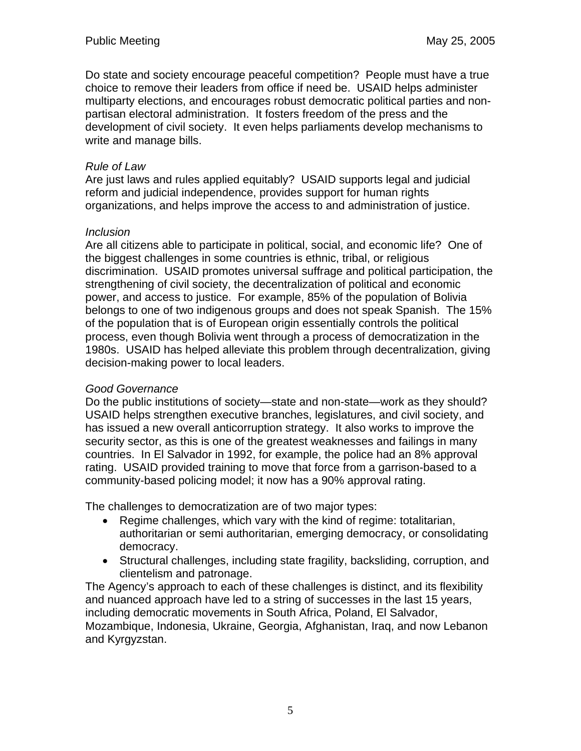Do state and society encourage peaceful competition? People must have a true choice to remove their leaders from office if need be. USAID helps administer multiparty elections, and encourages robust democratic political parties and non-partisan electoral administration. It fosters freedom of the press and the development of civil society. It even helps parliaments develop mechanisms to write and manage bills.

*Rule of Law*

Are just laws and rules applied equitably? USAID supports legal and judicial reform and judicial independence, provides support for human rights organizations, and helps improve the access to and administration of justice.

*Inclusion*

Are all citizens able to participate in political, social, and economic life? One of the biggest challenges in some countries is ethnic, tribal, or religious discrimination. USAID promotes universal suffrage and political participation, the strengthening of civil society, the decentralization of political and economic power, and access to justice. For example, 85% of the population of Bolivia belongs to one of two indigenous groups and does not speak Spanish. The 15% of the population that is of European origin essentially controls the political process, even though Bolivia went through a process of democratization in the 1980s. USAID has helped alleviate this problem through decentralization, giving decision-making power to local leaders.

*Good Governance*

Do the public institutions of society—state and non-state—work as they should? USAID helps strengthen executive branches, legislatures, and civil society, and has issued a new overall anticorruption strategy. It also works to improve the security sector, as this is one of the greatest weaknesses and failings in many countries. In El Salvador in 1992, for example, the police had an 8% approval rating. USAID provided training to move that force from a garrison-based to a community-based policing model; it now has a 90% approval rating.

The challenges to democratization are of two major types:

- Regime challenges, which vary with the kind of regime: totalitarian, authoritarian or semi authoritarian, emerging democracy, or consolidating democracy.
- Structural challenges, including state fragility, backsliding, corruption, and clientelism and patronage.

The Agency's approach to each of these challenges is distinct, and its flexibility and nuanced approach have led to a string of successes in the last 15 years, including democratic movements in South Africa, Poland, El Salvador, Mozambique, Indonesia, Ukraine, Georgia, Afghanistan, Iraq, and now Lebanon and Kyrgyzstan.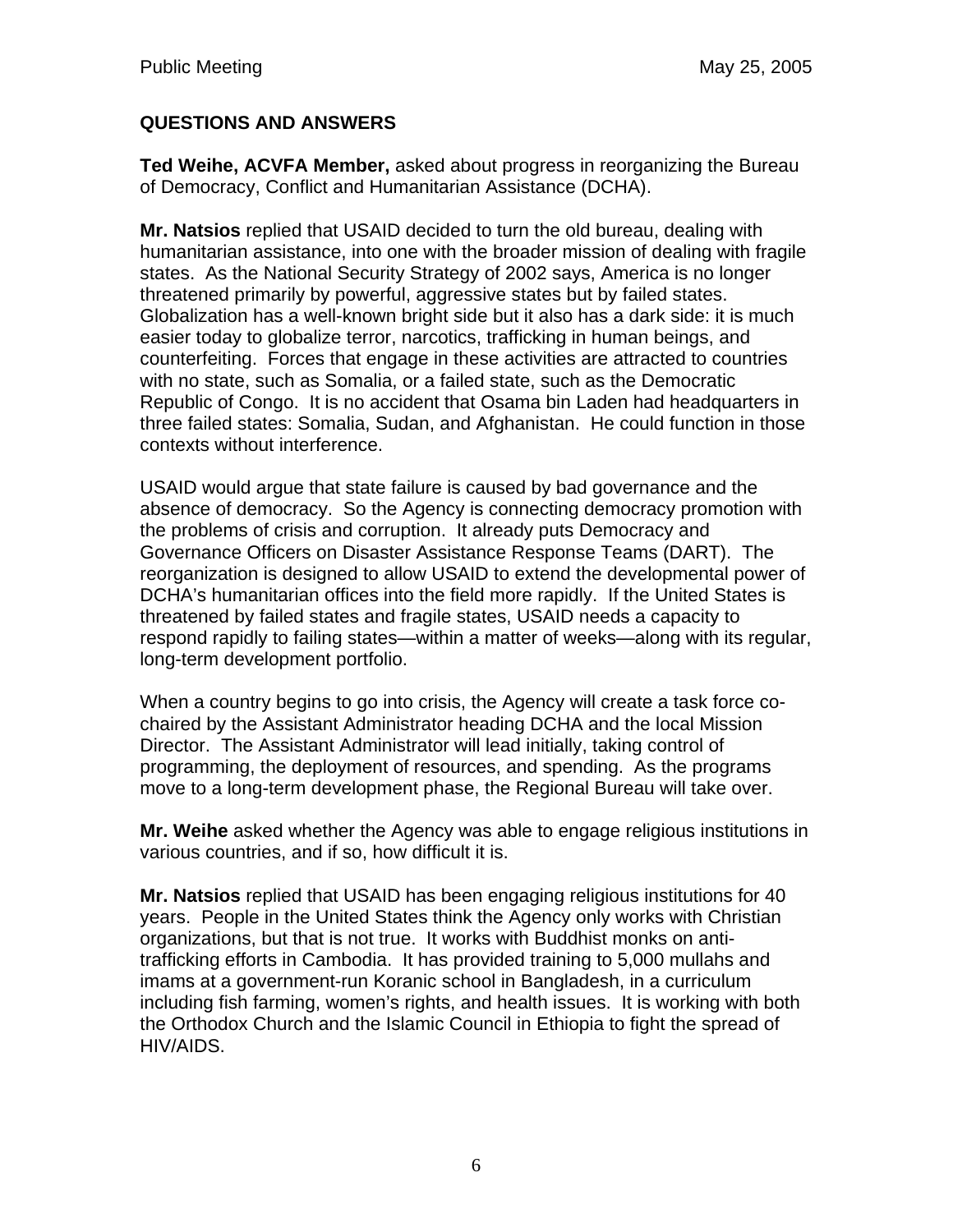## QUESTIONS AND ANSWERS

**Ted Weihe, ACVFA Member,** asked about progress in reorganizing the Bureau of Democracy, Conflict and Humanitarian Assistance (DCHA).

**Mr. Natsios** replied that USAID decided to turn the old bureau, dealing with humanitarian assistance, into one with the broader mission of dealing with fragile states. As the National Security Strategy of 2002 says, America is no longer threatened primarily by powerful, aggressive states but by failed states. Globalization has a well-known bright side but it also has a dark side: it is much easier today to globalize terror, narcotics, trafficking in human beings, and counterfeiting. Forces that engage in these activities are attracted to countries with no state, such as Somalia, or a failed state, such as the Democratic Republic of Congo. It is no accident that Osama bin Laden had headquarters in three failed states: Somalia, Sudan, and Afghanistan. He could function in those contexts without interference.

USAID would argue that state failure is caused by bad governance and the absence of democracy. So the Agency is connecting democracy promotion with the problems of crisis and corruption. It already puts Democracy and Governance Officers on Disaster Assistance Response Teams (DART). The reorganization is designed to allow USAID to extend the developmental power of DCHA's humanitarian offices into the field more rapidly. If the United States is threatened by failed states and fragile states, USAID needs a capacity to respond rapidly to failing states—within a matter of weeks—along with its regular, long-term development portfolio.

When a country begins to go into crisis, the Agency will create a task force co-chaired by the Assistant Administrator heading DCHA and the local Mission Director. The Assistant Administrator will lead initially, taking control of programming, the deployment of resources, and spending. As the programs move to a long-term development phase, the Regional Bureau will take over.

**Mr. Weihe** asked whether the Agency was able to engage religious institutions in various countries, and if so, how difficult it is.

**Mr. Natsios** replied that USAID has been engaging religious institutions for 40 years. People in the United States think the Agency only works with Christian organizations, but that is not true. It works with Buddhist monks on anti-trafficking efforts in Cambodia. It has provided training to 5,000 mullahs and imams at a government-run Koranic school in Bangladesh, in a curriculum including fish farming, women's rights, and health issues. It is working with both the Orthodox Church and the Islamic Council in Ethiopia to fight the spread of HIV/AIDS.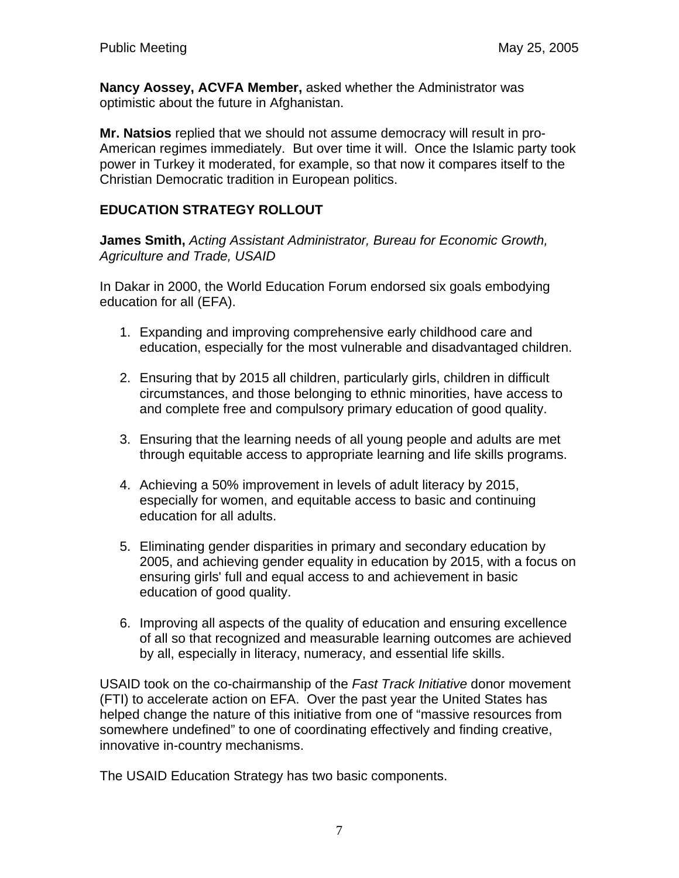**Nancy Aossey, ACVFA Member,** asked whether the Administrator was optimistic about the future in Afghanistan.

**Mr. Natsios** replied that we should not assume democracy will result in pro-American regimes immediately. But over time it will. Once the Islamic party took power in Turkey it moderated, for example, so that now it compares itself to the Christian Democratic tradition in European politics.

## EDUCATION STRATEGY ROLLOUT

**James Smith,** *Acting Assistant Administrator, Bureau for Economic Growth, Agriculture and Trade, USAID*

In Dakar in 2000, the World Education Forum endorsed six goals embodying education for all (EFA).

1. Expanding and improving comprehensive early childhood care and education, especially for the most vulnerable and disadvantaged children.

2. Ensuring that by 2015 all children, particularly girls, children in difficult circumstances, and those belonging to ethnic minorities, have access to and complete free and compulsory primary education of good quality.

3. Ensuring that the learning needs of all young people and adults are met through equitable access to appropriate learning and life skills programs.

4. Achieving a 50% improvement in levels of adult literacy by 2015, especially for women, and equitable access to basic and continuing education for all adults.

5. Eliminating gender disparities in primary and secondary education by 2005, and achieving gender equality in education by 2015, with a focus on ensuring girls' full and equal access to and achievement in basic education of good quality.

6. Improving all aspects of the quality of education and ensuring excellence of all so that recognized and measurable learning outcomes are achieved by all, especially in literacy, numeracy, and essential life skills.

USAID took on the co-chairmanship of the *Fast Track Initiative* donor movement (FTI) to accelerate action on EFA. Over the past year the United States has helped change the nature of this initiative from one of "massive resources from somewhere undefined" to one of coordinating effectively and finding creative, innovative in-country mechanisms.

The USAID Education Strategy has two basic components.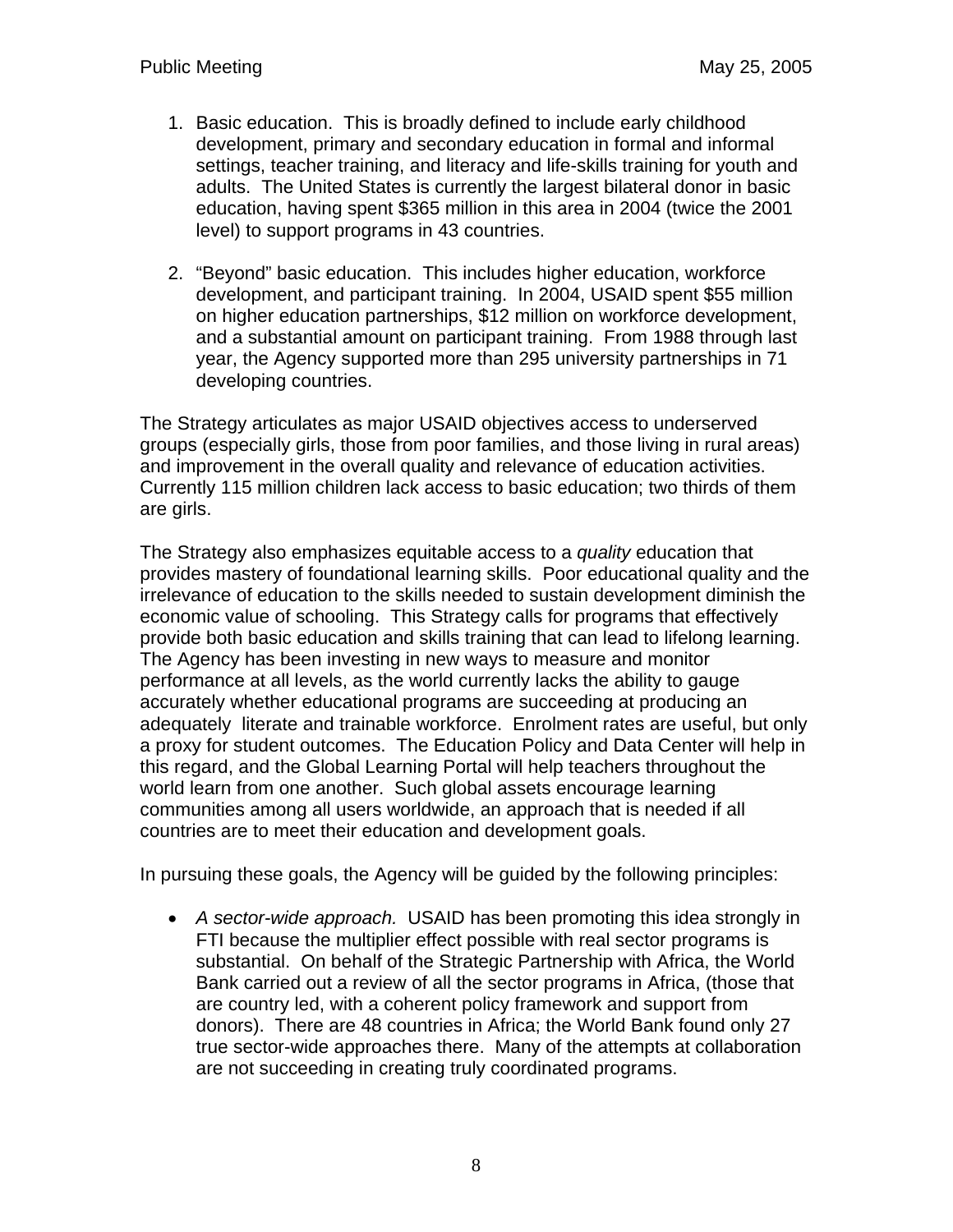1. Basic education. This is broadly defined to include early childhood development, primary and secondary education in formal and informal settings, teacher training, and literacy and life-skills training for youth and adults. The United States is currently the largest bilateral donor in basic education, having spent $365 million in this area in 2004 (twice the 2001 level) to support programs in 43 countries.

2. "Beyond" basic education. This includes higher education, workforce development, and participant training. In 2004, USAID spent $55 million on higher education partnerships, $12 million on workforce development, and a substantial amount on participant training. From 1988 through last year, the Agency supported more than 295 university partnerships in 71 developing countries.

The Strategy articulates as major USAID objectives access to underserved groups (especially girls, those from poor families, and those living in rural areas) and improvement in the overall quality and relevance of education activities. Currently 115 million children lack access to basic education; two thirds of them are girls.

The Strategy also emphasizes equitable access to a *quality* education that provides mastery of foundational learning skills. Poor educational quality and the irrelevance of education to the skills needed to sustain development diminish the economic value of schooling. This Strategy calls for programs that effectively provide both basic education and skills training that can lead to lifelong learning. The Agency has been investing in new ways to measure and monitor performance at all levels, as the world currently lacks the ability to gauge accurately whether educational programs are succeeding at producing an adequately literate and trainable workforce. Enrolment rates are useful, but only a proxy for student outcomes. The Education Policy and Data Center will help in this regard, and the Global Learning Portal will help teachers throughout the world learn from one another. Such global assets encourage learning communities among all users worldwide, an approach that is needed if all countries are to meet their education and development goals.

In pursuing these goals, the Agency will be guided by the following principles:

- *A sector-wide approach.* USAID has been promoting this idea strongly in FTI because the multiplier effect possible with real sector programs is substantial. On behalf of the Strategic Partnership with Africa, the World Bank carried out a review of all the sector programs in Africa, (those that are country led, with a coherent policy framework and support from donors). There are 48 countries in Africa; the World Bank found only 27 true sector-wide approaches there. Many of the attempts at collaboration are not succeeding in creating truly coordinated programs.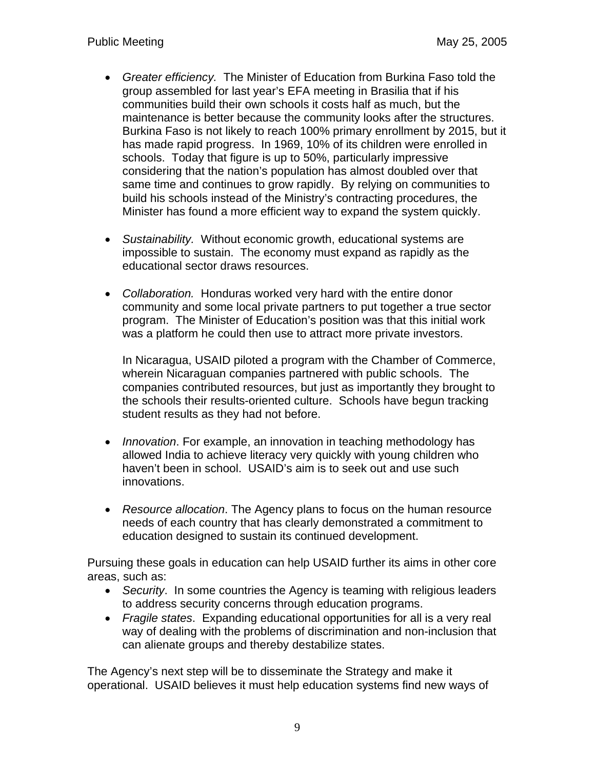- *Greater efficiency.* The Minister of Education from Burkina Faso told the group assembled for last year's EFA meeting in Brasilia that if his communities build their own schools it costs half as much, but the maintenance is better because the community looks after the structures. Burkina Faso is not likely to reach 100% primary enrollment by 2015, but it has made rapid progress. In 1969, 10% of its children were enrolled in schools. Today that figure is up to 50%, particularly impressive considering that the nation's population has almost doubled over that same time and continues to grow rapidly. By relying on communities to build his schools instead of the Ministry's contracting procedures, the Minister has found a more efficient way to expand the system quickly.

- *Sustainability.* Without economic growth, educational systems are impossible to sustain. The economy must expand as rapidly as the educational sector draws resources.

- *Collaboration.* Honduras worked very hard with the entire donor community and some local private partners to put together a true sector program. The Minister of Education's position was that this initial work was a platform he could then use to attract more private investors.

  In Nicaragua, USAID piloted a program with the Chamber of Commerce, wherein Nicaraguan companies partnered with public schools. The companies contributed resources, but just as importantly they brought to the schools their results-oriented culture. Schools have begun tracking student results as they had not before.

- *Innovation*. For example, an innovation in teaching methodology has allowed India to achieve literacy very quickly with young children who haven't been in school. USAID's aim is to seek out and use such innovations.

- *Resource allocation*. The Agency plans to focus on the human resource needs of each country that has clearly demonstrated a commitment to education designed to sustain its continued development.

Pursuing these goals in education can help USAID further its aims in other core areas, such as:

- *Security*. In some countries the Agency is teaming with religious leaders to address security concerns through education programs.
- *Fragile states*. Expanding educational opportunities for all is a very real way of dealing with the problems of discrimination and non-inclusion that can alienate groups and thereby destabilize states.

The Agency's next step will be to disseminate the Strategy and make it operational. USAID believes it must help education systems find new ways of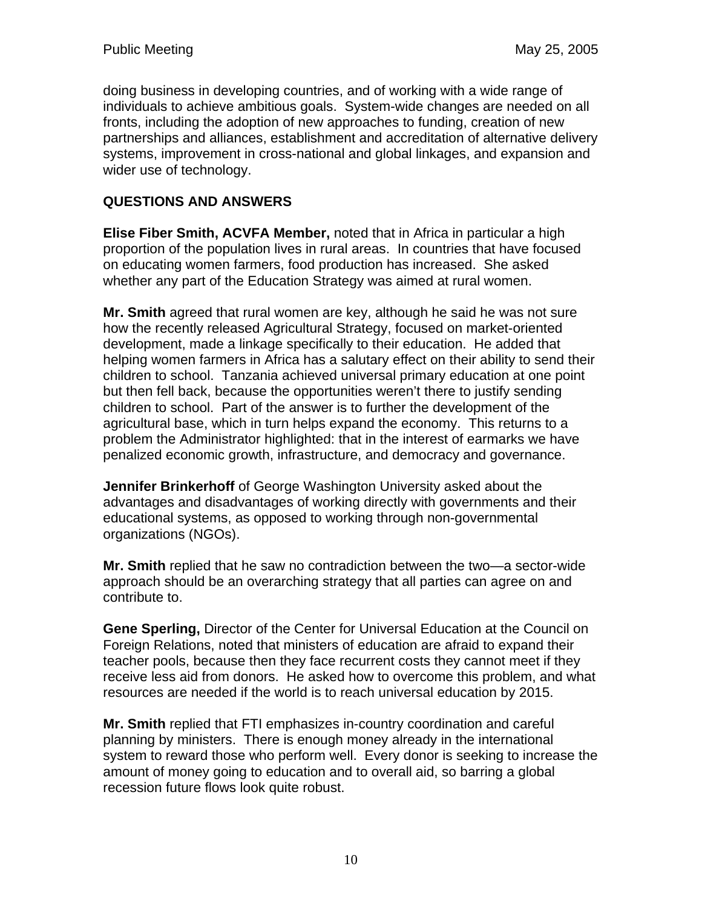doing business in developing countries, and of working with a wide range of individuals to achieve ambitious goals. System-wide changes are needed on all fronts, including the adoption of new approaches to funding, creation of new partnerships and alliances, establishment and accreditation of alternative delivery systems, improvement in cross-national and global linkages, and expansion and wider use of technology.

## QUESTIONS AND ANSWERS

**Elise Fiber Smith, ACVFA Member,** noted that in Africa in particular a high proportion of the population lives in rural areas. In countries that have focused on educating women farmers, food production has increased. She asked whether any part of the Education Strategy was aimed at rural women.

**Mr. Smith** agreed that rural women are key, although he said he was not sure how the recently released Agricultural Strategy, focused on market-oriented development, made a linkage specifically to their education. He added that helping women farmers in Africa has a salutary effect on their ability to send their children to school. Tanzania achieved universal primary education at one point but then fell back, because the opportunities weren't there to justify sending children to school. Part of the answer is to further the development of the agricultural base, which in turn helps expand the economy. This returns to a problem the Administrator highlighted: that in the interest of earmarks we have penalized economic growth, infrastructure, and democracy and governance.

**Jennifer Brinkerhoff** of George Washington University asked about the advantages and disadvantages of working directly with governments and their educational systems, as opposed to working through non-governmental organizations (NGOs).

**Mr. Smith** replied that he saw no contradiction between the two—a sector-wide approach should be an overarching strategy that all parties can agree on and contribute to.

**Gene Sperling,** Director of the Center for Universal Education at the Council on Foreign Relations, noted that ministers of education are afraid to expand their teacher pools, because then they face recurrent costs they cannot meet if they receive less aid from donors. He asked how to overcome this problem, and what resources are needed if the world is to reach universal education by 2015.

**Mr. Smith** replied that FTI emphasizes in-country coordination and careful planning by ministers. There is enough money already in the international system to reward those who perform well. Every donor is seeking to increase the amount of money going to education and to overall aid, so barring a global recession future flows look quite robust.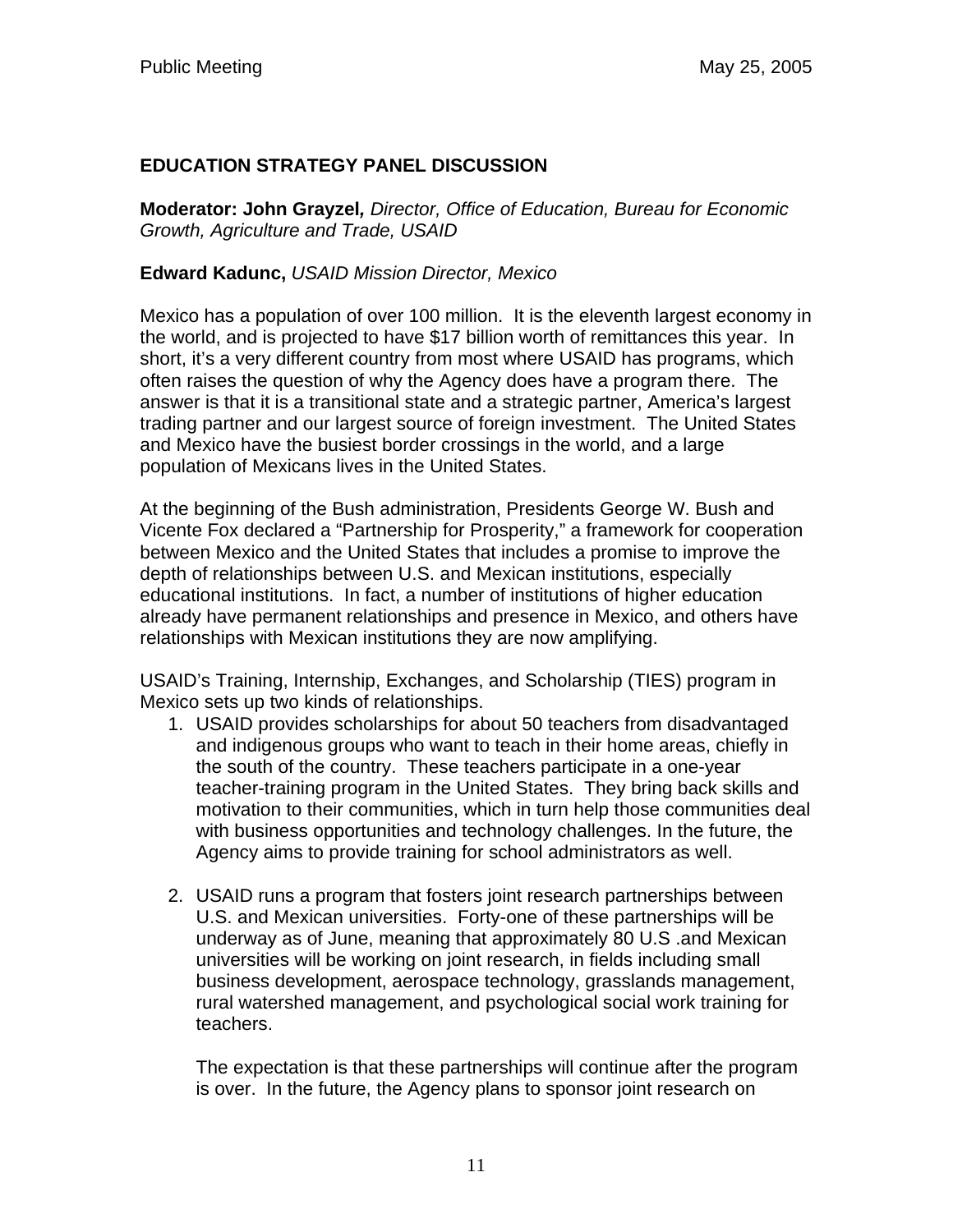## EDUCATION STRATEGY PANEL DISCUSSION

**Moderator: John Grayzel,** *Director, Office of Education, Bureau for Economic Growth, Agriculture and Trade, USAID*

**Edward Kadunc,** *USAID Mission Director, Mexico*

Mexico has a population of over 100 million. It is the eleventh largest economy in the world, and is projected to have $17 billion worth of remittances this year. In short, it's a very different country from most where USAID has programs, which often raises the question of why the Agency does have a program there. The answer is that it is a transitional state and a strategic partner, America's largest trading partner and our largest source of foreign investment. The United States and Mexico have the busiest border crossings in the world, and a large population of Mexicans lives in the United States.

At the beginning of the Bush administration, Presidents George W. Bush and Vicente Fox declared a "Partnership for Prosperity," a framework for cooperation between Mexico and the United States that includes a promise to improve the depth of relationships between U.S. and Mexican institutions, especially educational institutions. In fact, a number of institutions of higher education already have permanent relationships and presence in Mexico, and others have relationships with Mexican institutions they are now amplifying.

USAID's Training, Internship, Exchanges, and Scholarship (TIES) program in Mexico sets up two kinds of relationships.

1. USAID provides scholarships for about 50 teachers from disadvantaged and indigenous groups who want to teach in their home areas, chiefly in the south of the country. These teachers participate in a one-year teacher-training program in the United States. They bring back skills and motivation to their communities, which in turn help those communities deal with business opportunities and technology challenges. In the future, the Agency aims to provide training for school administrators as well.

2. USAID runs a program that fosters joint research partnerships between U.S. and Mexican universities. Forty-one of these partnerships will be underway as of June, meaning that approximately 80 U.S .and Mexican universities will be working on joint research, in fields including small business development, aerospace technology, grasslands management, rural watershed management, and psychological social work training for teachers.

   The expectation is that these partnerships will continue after the program is over. In the future, the Agency plans to sponsor joint research on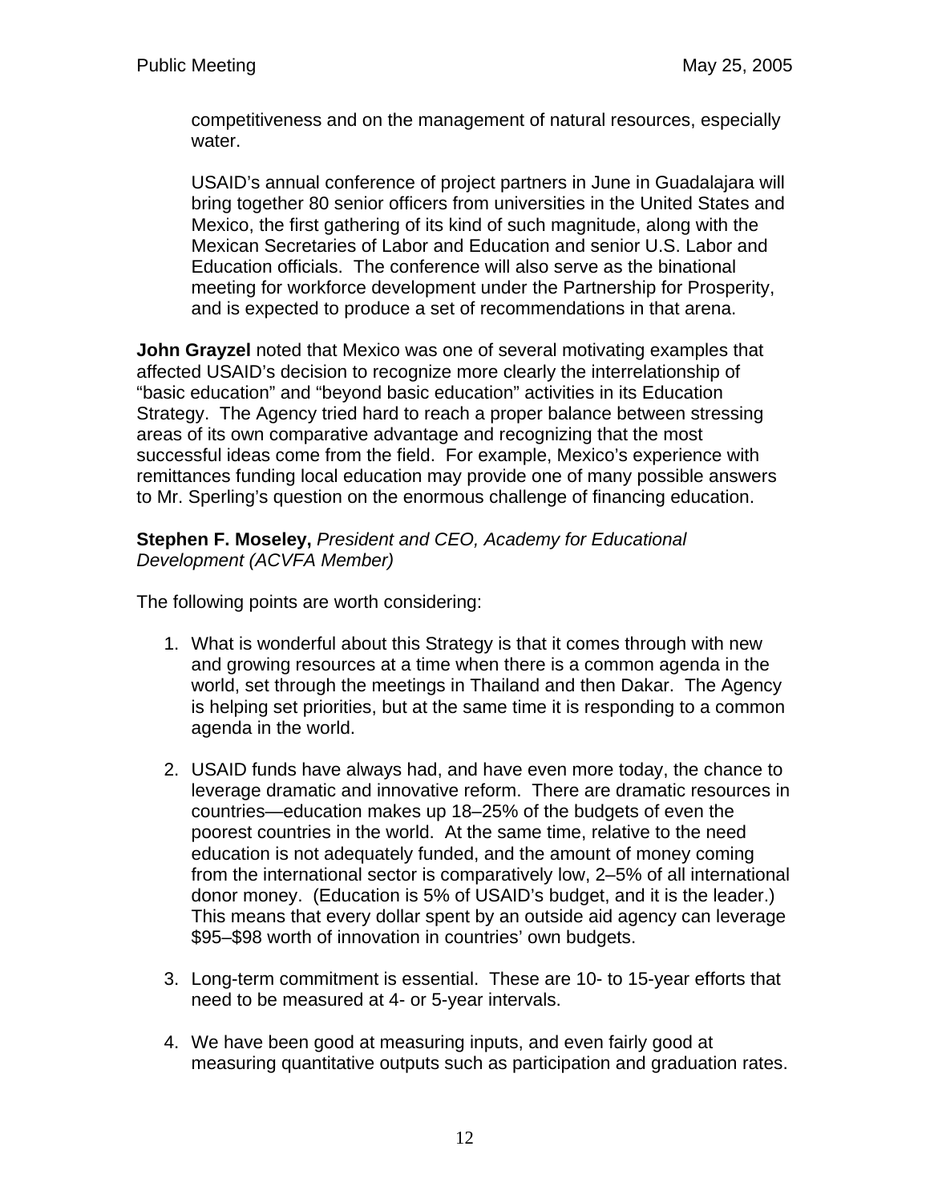competitiveness and on the management of natural resources, especially water.

USAID's annual conference of project partners in June in Guadalajara will bring together 80 senior officers from universities in the United States and Mexico, the first gathering of its kind of such magnitude, along with the Mexican Secretaries of Labor and Education and senior U.S. Labor and Education officials. The conference will also serve as the binational meeting for workforce development under the Partnership for Prosperity, and is expected to produce a set of recommendations in that arena.

**John Grayzel** noted that Mexico was one of several motivating examples that affected USAID's decision to recognize more clearly the interrelationship of "basic education" and "beyond basic education" activities in its Education Strategy. The Agency tried hard to reach a proper balance between stressing areas of its own comparative advantage and recognizing that the most successful ideas come from the field. For example, Mexico's experience with remittances funding local education may provide one of many possible answers to Mr. Sperling's question on the enormous challenge of financing education.

**Stephen F. Moseley,** *President and CEO, Academy for Educational Development (ACVFA Member)*

The following points are worth considering:

1. What is wonderful about this Strategy is that it comes through with new and growing resources at a time when there is a common agenda in the world, set through the meetings in Thailand and then Dakar. The Agency is helping set priorities, but at the same time it is responding to a common agenda in the world.

2. USAID funds have always had, and have even more today, the chance to leverage dramatic and innovative reform. There are dramatic resources in countries—education makes up 18–25% of the budgets of even the poorest countries in the world. At the same time, relative to the need education is not adequately funded, and the amount of money coming from the international sector is comparatively low, 2–5% of all international donor money. (Education is 5% of USAID's budget, and it is the leader.) This means that every dollar spent by an outside aid agency can leverage $95–$98 worth of innovation in countries' own budgets.

3. Long-term commitment is essential. These are 10- to 15-year efforts that need to be measured at 4- or 5-year intervals.

4. We have been good at measuring inputs, and even fairly good at measuring quantitative outputs such as participation and graduation rates.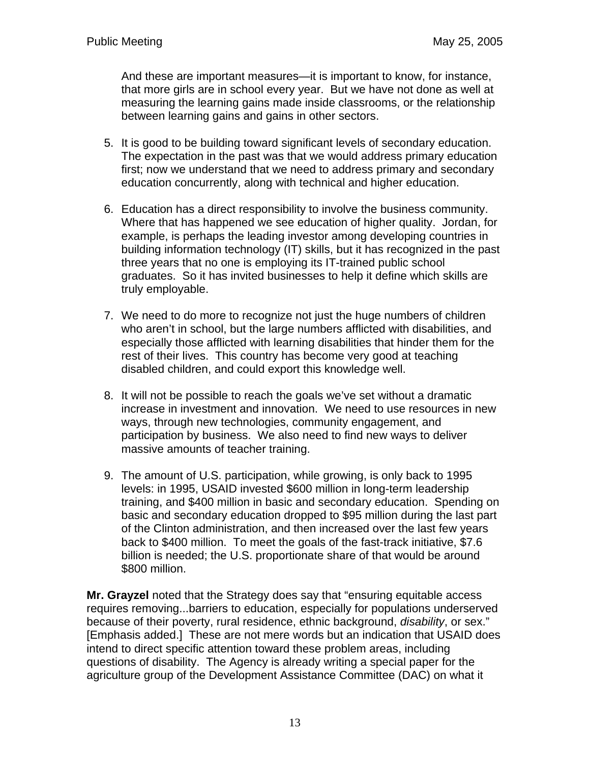And these are important measures—it is important to know, for instance, that more girls are in school every year. But we have not done as well at measuring the learning gains made inside classrooms, or the relationship between learning gains and gains in other sectors.

5. It is good to be building toward significant levels of secondary education. The expectation in the past was that we would address primary education first; now we understand that we need to address primary and secondary education concurrently, along with technical and higher education.

6. Education has a direct responsibility to involve the business community. Where that has happened we see education of higher quality. Jordan, for example, is perhaps the leading investor among developing countries in building information technology (IT) skills, but it has recognized in the past three years that no one is employing its IT-trained public school graduates. So it has invited businesses to help it define which skills are truly employable.

7. We need to do more to recognize not just the huge numbers of children who aren't in school, but the large numbers afflicted with disabilities, and especially those afflicted with learning disabilities that hinder them for the rest of their lives. This country has become very good at teaching disabled children, and could export this knowledge well.

8. It will not be possible to reach the goals we've set without a dramatic increase in investment and innovation. We need to use resources in new ways, through new technologies, community engagement, and participation by business. We also need to find new ways to deliver massive amounts of teacher training.

9. The amount of U.S. participation, while growing, is only back to 1995 levels: in 1995, USAID invested $600 million in long-term leadership training, and $400 million in basic and secondary education. Spending on basic and secondary education dropped to $95 million during the last part of the Clinton administration, and then increased over the last few years back to $400 million. To meet the goals of the fast-track initiative, $7.6 billion is needed; the U.S. proportionate share of that would be around $800 million.

**Mr. Grayzel** noted that the Strategy does say that "ensuring equitable access requires removing...barriers to education, especially for populations underserved because of their poverty, rural residence, ethnic background, *disability*, or sex." [Emphasis added.] These are not mere words but an indication that USAID does intend to direct specific attention toward these problem areas, including questions of disability. The Agency is already writing a special paper for the agriculture group of the Development Assistance Committee (DAC) on what it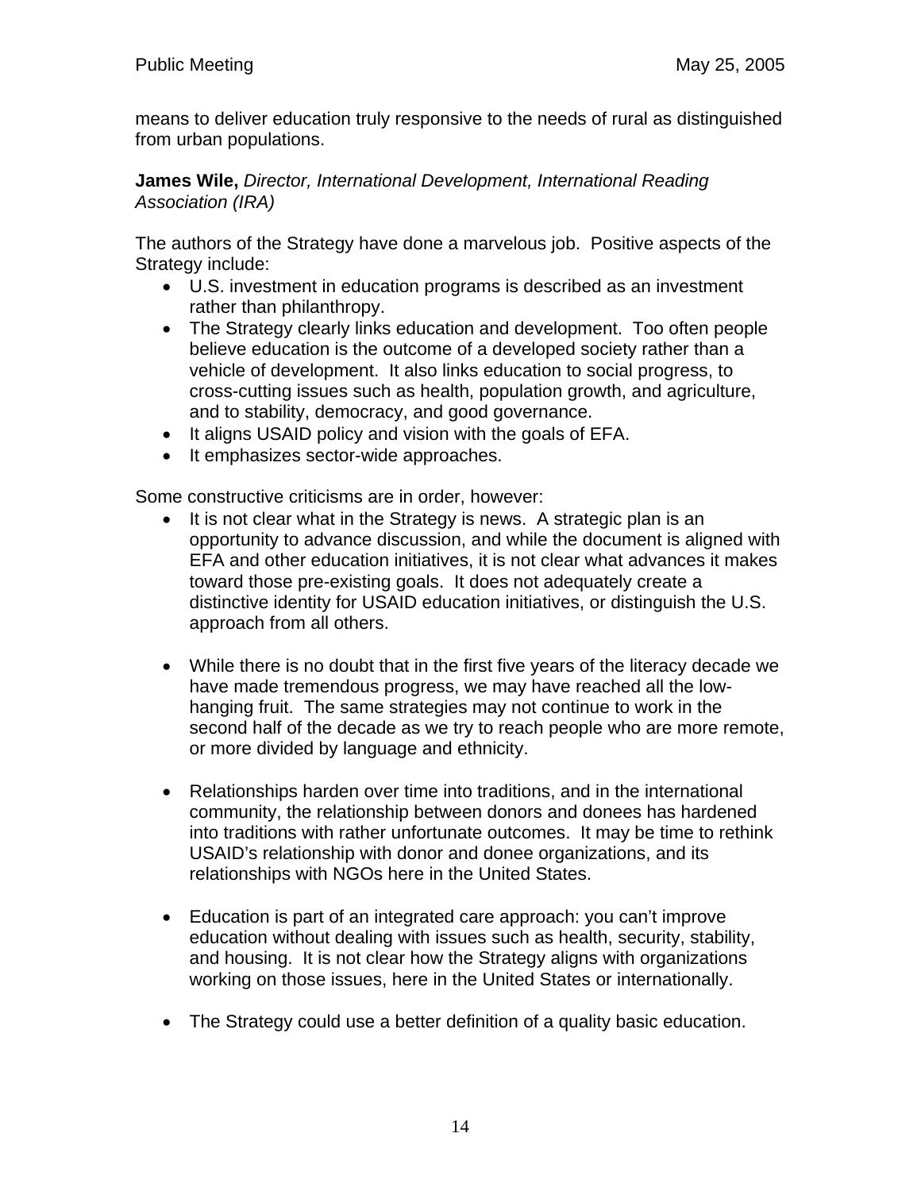means to deliver education truly responsive to the needs of rural as distinguished from urban populations.

**James Wile,** *Director, International Development, International Reading Association (IRA)*

The authors of the Strategy have done a marvelous job. Positive aspects of the Strategy include:

- U.S. investment in education programs is described as an investment rather than philanthropy.
- The Strategy clearly links education and development. Too often people believe education is the outcome of a developed society rather than a vehicle of development. It also links education to social progress, to cross-cutting issues such as health, population growth, and agriculture, and to stability, democracy, and good governance.
- It aligns USAID policy and vision with the goals of EFA.
- It emphasizes sector-wide approaches.

Some constructive criticisms are in order, however:

- It is not clear what in the Strategy is news. A strategic plan is an opportunity to advance discussion, and while the document is aligned with EFA and other education initiatives, it is not clear what advances it makes toward those pre-existing goals. It does not adequately create a distinctive identity for USAID education initiatives, or distinguish the U.S. approach from all others.

- While there is no doubt that in the first five years of the literacy decade we have made tremendous progress, we may have reached all the low-hanging fruit. The same strategies may not continue to work in the second half of the decade as we try to reach people who are more remote, or more divided by language and ethnicity.

- Relationships harden over time into traditions, and in the international community, the relationship between donors and donees has hardened into traditions with rather unfortunate outcomes. It may be time to rethink USAID's relationship with donor and donee organizations, and its relationships with NGOs here in the United States.

- Education is part of an integrated care approach: you can't improve education without dealing with issues such as health, security, stability, and housing. It is not clear how the Strategy aligns with organizations working on those issues, here in the United States or internationally.

- The Strategy could use a better definition of a quality basic education.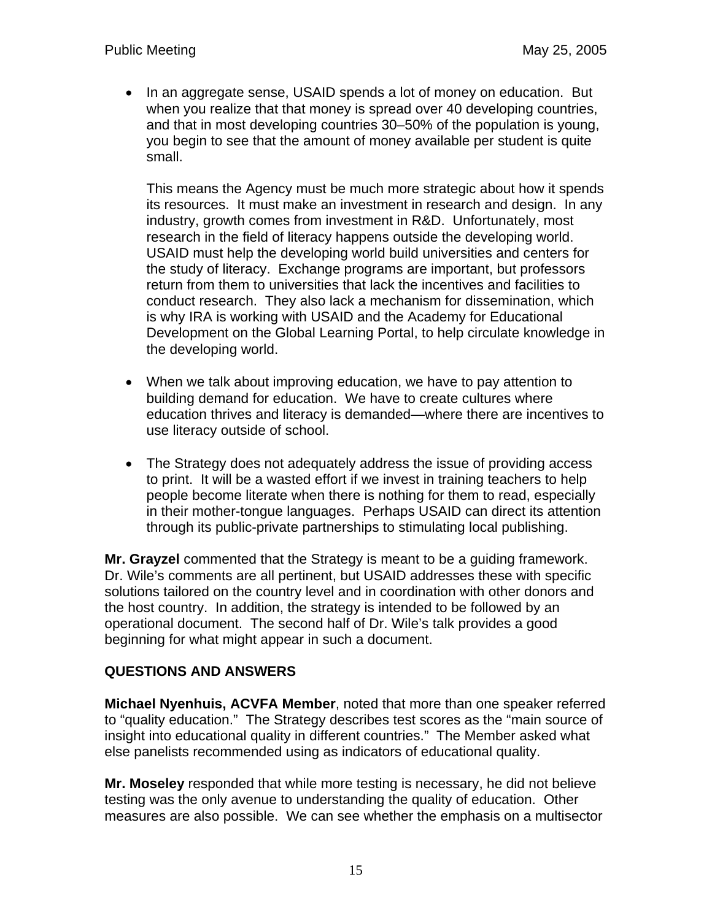- In an aggregate sense, USAID spends a lot of money on education. But when you realize that that money is spread over 40 developing countries, and that in most developing countries 30–50% of the population is young, you begin to see that the amount of money available per student is quite small.

  This means the Agency must be much more strategic about how it spends its resources. It must make an investment in research and design. In any industry, growth comes from investment in R&D. Unfortunately, most research in the field of literacy happens outside the developing world. USAID must help the developing world build universities and centers for the study of literacy. Exchange programs are important, but professors return from them to universities that lack the incentives and facilities to conduct research. They also lack a mechanism for dissemination, which is why IRA is working with USAID and the Academy for Educational Development on the Global Learning Portal, to help circulate knowledge in the developing world.

- When we talk about improving education, we have to pay attention to building demand for education. We have to create cultures where education thrives and literacy is demanded—where there are incentives to use literacy outside of school.

- The Strategy does not adequately address the issue of providing access to print. It will be a wasted effort if we invest in training teachers to help people become literate when there is nothing for them to read, especially in their mother-tongue languages. Perhaps USAID can direct its attention through its public-private partnerships to stimulating local publishing.

**Mr. Grayzel** commented that the Strategy is meant to be a guiding framework. Dr. Wile's comments are all pertinent, but USAID addresses these with specific solutions tailored on the country level and in coordination with other donors and the host country. In addition, the strategy is intended to be followed by an operational document. The second half of Dr. Wile's talk provides a good beginning for what might appear in such a document.

## QUESTIONS AND ANSWERS

**Michael Nyenhuis, ACVFA Member**, noted that more than one speaker referred to "quality education." The Strategy describes test scores as the "main source of insight into educational quality in different countries." The Member asked what else panelists recommended using as indicators of educational quality.

**Mr. Moseley** responded that while more testing is necessary, he did not believe testing was the only avenue to understanding the quality of education. Other measures are also possible. We can see whether the emphasis on a multisector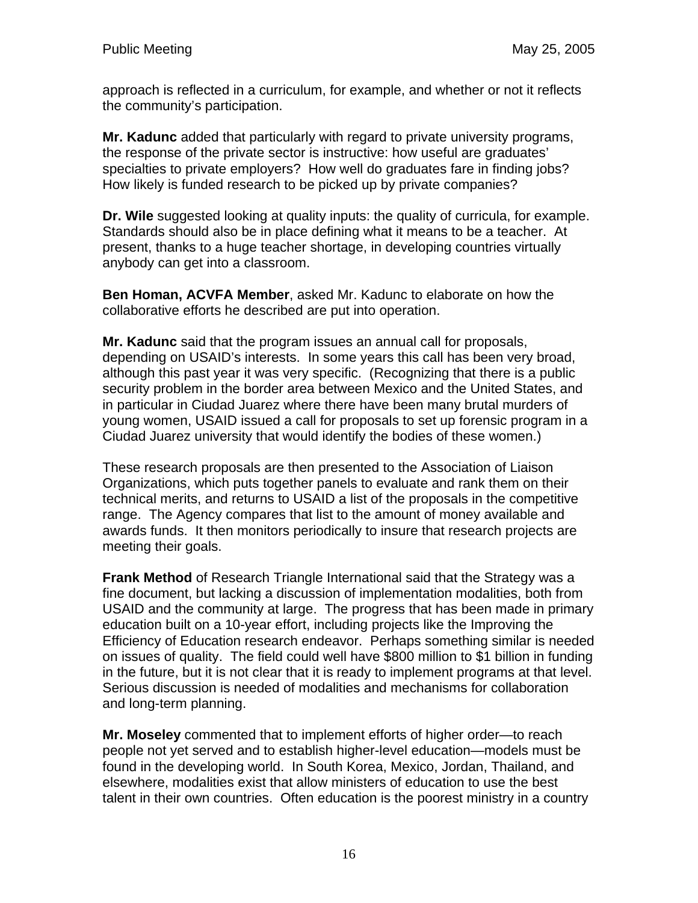approach is reflected in a curriculum, for example, and whether or not it reflects the community's participation.

**Mr. Kadunc** added that particularly with regard to private university programs, the response of the private sector is instructive: how useful are graduates' specialties to private employers? How well do graduates fare in finding jobs? How likely is funded research to be picked up by private companies?

**Dr. Wile** suggested looking at quality inputs: the quality of curricula, for example. Standards should also be in place defining what it means to be a teacher. At present, thanks to a huge teacher shortage, in developing countries virtually anybody can get into a classroom.

**Ben Homan, ACVFA Member**, asked Mr. Kadunc to elaborate on how the collaborative efforts he described are put into operation.

**Mr. Kadunc** said that the program issues an annual call for proposals, depending on USAID's interests. In some years this call has been very broad, although this past year it was very specific. (Recognizing that there is a public security problem in the border area between Mexico and the United States, and in particular in Ciudad Juarez where there have been many brutal murders of young women, USAID issued a call for proposals to set up forensic program in a Ciudad Juarez university that would identify the bodies of these women.)

These research proposals are then presented to the Association of Liaison Organizations, which puts together panels to evaluate and rank them on their technical merits, and returns to USAID a list of the proposals in the competitive range. The Agency compares that list to the amount of money available and awards funds. It then monitors periodically to insure that research projects are meeting their goals.

**Frank Method** of Research Triangle International said that the Strategy was a fine document, but lacking a discussion of implementation modalities, both from USAID and the community at large. The progress that has been made in primary education built on a 10-year effort, including projects like the Improving the Efficiency of Education research endeavor. Perhaps something similar is needed on issues of quality. The field could well have $800 million to $1 billion in funding in the future, but it is not clear that it is ready to implement programs at that level. Serious discussion is needed of modalities and mechanisms for collaboration and long-term planning.

**Mr. Moseley** commented that to implement efforts of higher order—to reach people not yet served and to establish higher-level education—models must be found in the developing world. In South Korea, Mexico, Jordan, Thailand, and elsewhere, modalities exist that allow ministers of education to use the best talent in their own countries. Often education is the poorest ministry in a country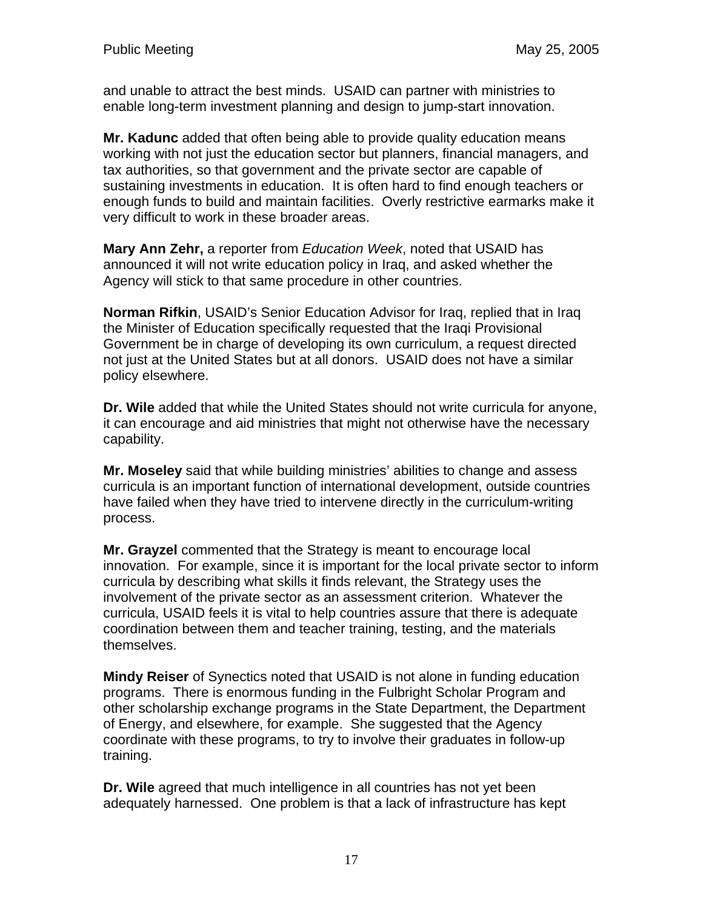and unable to attract the best minds. USAID can partner with ministries to enable long-term investment planning and design to jump-start innovation.

**Mr. Kadunc** added that often being able to provide quality education means working with not just the education sector but planners, financial managers, and tax authorities, so that government and the private sector are capable of sustaining investments in education. It is often hard to find enough teachers or enough funds to build and maintain facilities. Overly restrictive earmarks make it very difficult to work in these broader areas.

**Mary Ann Zehr,** a reporter from *Education Week*, noted that USAID has announced it will not write education policy in Iraq, and asked whether the Agency will stick to that same procedure in other countries.

**Norman Rifkin**, USAID's Senior Education Advisor for Iraq, replied that in Iraq the Minister of Education specifically requested that the Iraqi Provisional Government be in charge of developing its own curriculum, a request directed not just at the United States but at all donors. USAID does not have a similar policy elsewhere.

**Dr. Wile** added that while the United States should not write curricula for anyone, it can encourage and aid ministries that might not otherwise have the necessary capability.

**Mr. Moseley** said that while building ministries' abilities to change and assess curricula is an important function of international development, outside countries have failed when they have tried to intervene directly in the curriculum-writing process.

**Mr. Grayzel** commented that the Strategy is meant to encourage local innovation. For example, since it is important for the local private sector to inform curricula by describing what skills it finds relevant, the Strategy uses the involvement of the private sector as an assessment criterion. Whatever the curricula, USAID feels it is vital to help countries assure that there is adequate coordination between them and teacher training, testing, and the materials themselves.

**Mindy Reiser** of Synectics noted that USAID is not alone in funding education programs. There is enormous funding in the Fulbright Scholar Program and other scholarship exchange programs in the State Department, the Department of Energy, and elsewhere, for example. She suggested that the Agency coordinate with these programs, to try to involve their graduates in follow-up training.

**Dr. Wile** agreed that much intelligence in all countries has not yet been adequately harnessed. One problem is that a lack of infrastructure has kept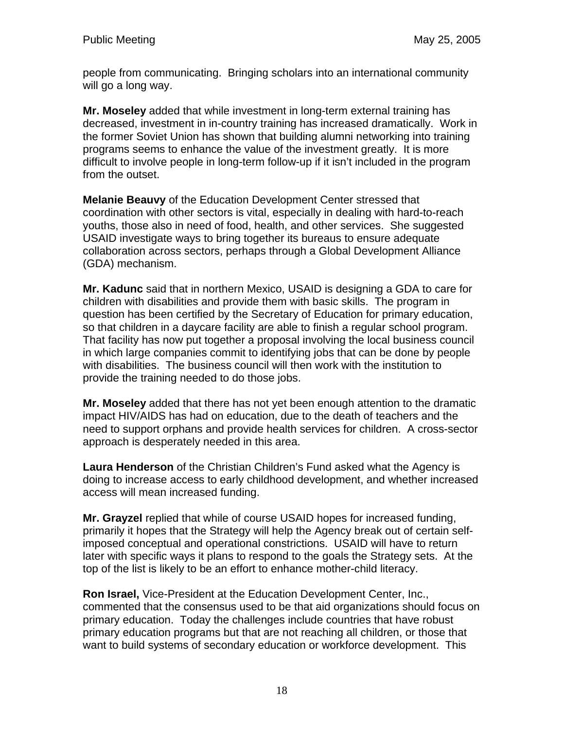people from communicating. Bringing scholars into an international community will go a long way.

**Mr. Moseley** added that while investment in long-term external training has decreased, investment in in-country training has increased dramatically. Work in the former Soviet Union has shown that building alumni networking into training programs seems to enhance the value of the investment greatly. It is more difficult to involve people in long-term follow-up if it isn't included in the program from the outset.

**Melanie Beauvy** of the Education Development Center stressed that coordination with other sectors is vital, especially in dealing with hard-to-reach youths, those also in need of food, health, and other services. She suggested USAID investigate ways to bring together its bureaus to ensure adequate collaboration across sectors, perhaps through a Global Development Alliance (GDA) mechanism.

**Mr. Kadunc** said that in northern Mexico, USAID is designing a GDA to care for children with disabilities and provide them with basic skills. The program in question has been certified by the Secretary of Education for primary education, so that children in a daycare facility are able to finish a regular school program. That facility has now put together a proposal involving the local business council in which large companies commit to identifying jobs that can be done by people with disabilities. The business council will then work with the institution to provide the training needed to do those jobs.

**Mr. Moseley** added that there has not yet been enough attention to the dramatic impact HIV/AIDS has had on education, due to the death of teachers and the need to support orphans and provide health services for children. A cross-sector approach is desperately needed in this area.

**Laura Henderson** of the Christian Children's Fund asked what the Agency is doing to increase access to early childhood development, and whether increased access will mean increased funding.

**Mr. Grayzel** replied that while of course USAID hopes for increased funding, primarily it hopes that the Strategy will help the Agency break out of certain self-imposed conceptual and operational constrictions. USAID will have to return later with specific ways it plans to respond to the goals the Strategy sets. At the top of the list is likely to be an effort to enhance mother-child literacy.

**Ron Israel,** Vice-President at the Education Development Center, Inc., commented that the consensus used to be that aid organizations should focus on primary education. Today the challenges include countries that have robust primary education programs but that are not reaching all children, or those that want to build systems of secondary education or workforce development. This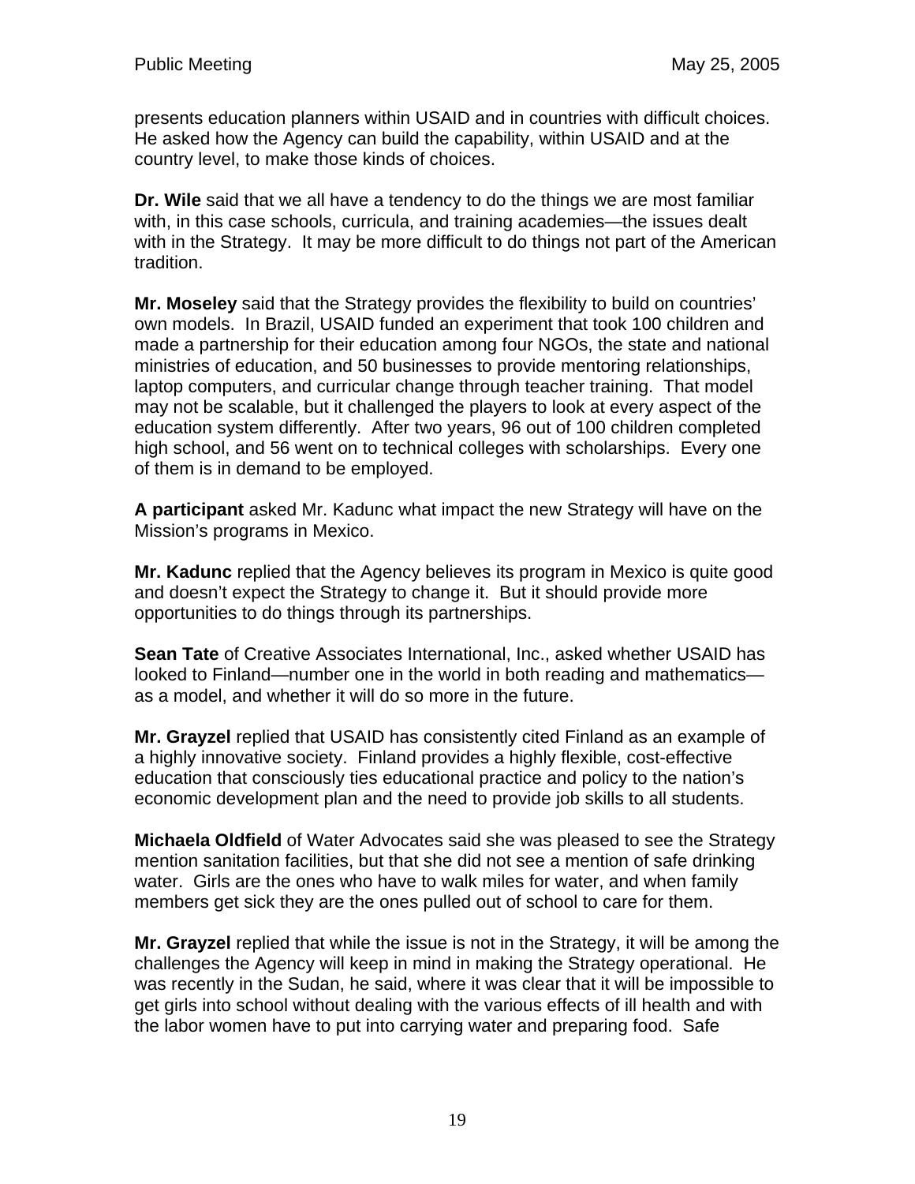presents education planners within USAID and in countries with difficult choices. He asked how the Agency can build the capability, within USAID and at the country level, to make those kinds of choices.

**Dr. Wile** said that we all have a tendency to do the things we are most familiar with, in this case schools, curricula, and training academies—the issues dealt with in the Strategy. It may be more difficult to do things not part of the American tradition.

**Mr. Moseley** said that the Strategy provides the flexibility to build on countries' own models. In Brazil, USAID funded an experiment that took 100 children and made a partnership for their education among four NGOs, the state and national ministries of education, and 50 businesses to provide mentoring relationships, laptop computers, and curricular change through teacher training. That model may not be scalable, but it challenged the players to look at every aspect of the education system differently. After two years, 96 out of 100 children completed high school, and 56 went on to technical colleges with scholarships. Every one of them is in demand to be employed.

**A participant** asked Mr. Kadunc what impact the new Strategy will have on the Mission's programs in Mexico.

**Mr. Kadunc** replied that the Agency believes its program in Mexico is quite good and doesn't expect the Strategy to change it. But it should provide more opportunities to do things through its partnerships.

**Sean Tate** of Creative Associates International, Inc., asked whether USAID has looked to Finland—number one in the world in both reading and mathematics—as a model, and whether it will do so more in the future.

**Mr. Grayzel** replied that USAID has consistently cited Finland as an example of a highly innovative society. Finland provides a highly flexible, cost-effective education that consciously ties educational practice and policy to the nation's economic development plan and the need to provide job skills to all students.

**Michaela Oldfield** of Water Advocates said she was pleased to see the Strategy mention sanitation facilities, but that she did not see a mention of safe drinking water. Girls are the ones who have to walk miles for water, and when family members get sick they are the ones pulled out of school to care for them.

**Mr. Grayzel** replied that while the issue is not in the Strategy, it will be among the challenges the Agency will keep in mind in making the Strategy operational. He was recently in the Sudan, he said, where it was clear that it will be impossible to get girls into school without dealing with the various effects of ill health and with the labor women have to put into carrying water and preparing food. Safe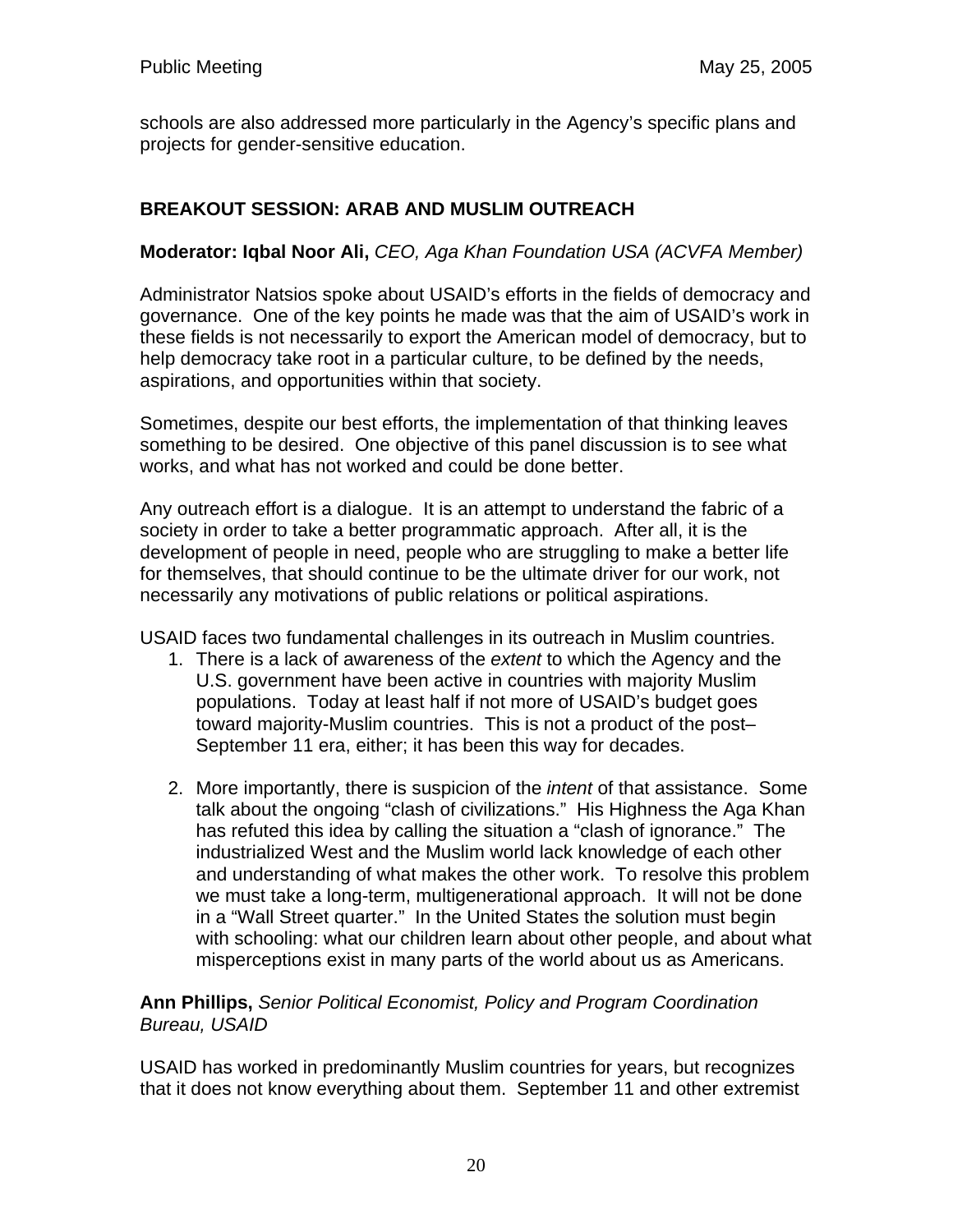schools are also addressed more particularly in the Agency's specific plans and projects for gender-sensitive education.

## BREAKOUT SESSION: ARAB AND MUSLIM OUTREACH

**Moderator: Iqbal Noor Ali,** *CEO, Aga Khan Foundation USA (ACVFA Member)*

Administrator Natsios spoke about USAID's efforts in the fields of democracy and governance. One of the key points he made was that the aim of USAID's work in these fields is not necessarily to export the American model of democracy, but to help democracy take root in a particular culture, to be defined by the needs, aspirations, and opportunities within that society.

Sometimes, despite our best efforts, the implementation of that thinking leaves something to be desired. One objective of this panel discussion is to see what works, and what has not worked and could be done better.

Any outreach effort is a dialogue. It is an attempt to understand the fabric of a society in order to take a better programmatic approach. After all, it is the development of people in need, people who are struggling to make a better life for themselves, that should continue to be the ultimate driver for our work, not necessarily any motivations of public relations or political aspirations.

USAID faces two fundamental challenges in its outreach in Muslim countries.

1. There is a lack of awareness of the *extent* to which the Agency and the U.S. government have been active in countries with majority Muslim populations. Today at least half if not more of USAID's budget goes toward majority-Muslim countries. This is not a product of the post–September 11 era, either; it has been this way for decades.

2. More importantly, there is suspicion of the *intent* of that assistance. Some talk about the ongoing "clash of civilizations." His Highness the Aga Khan has refuted this idea by calling the situation a "clash of ignorance." The industrialized West and the Muslim world lack knowledge of each other and understanding of what makes the other work. To resolve this problem we must take a long-term, multigenerational approach. It will not be done in a "Wall Street quarter." In the United States the solution must begin with schooling: what our children learn about other people, and about what misperceptions exist in many parts of the world about us as Americans.

**Ann Phillips,** *Senior Political Economist, Policy and Program Coordination Bureau, USAID*

USAID has worked in predominantly Muslim countries for years, but recognizes that it does not know everything about them. September 11 and other extremist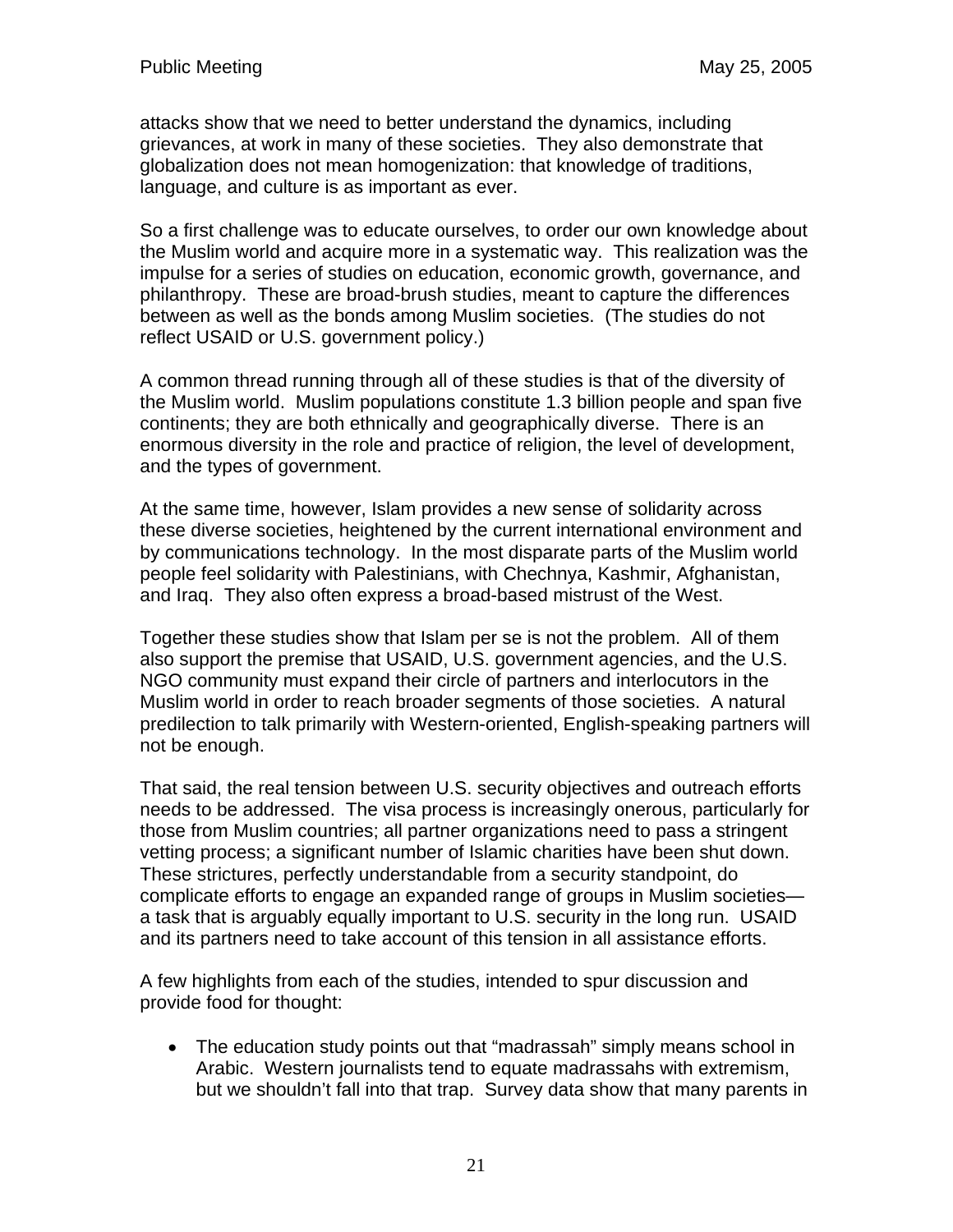attacks show that we need to better understand the dynamics, including grievances, at work in many of these societies. They also demonstrate that globalization does not mean homogenization: that knowledge of traditions, language, and culture is as important as ever.

So a first challenge was to educate ourselves, to order our own knowledge about the Muslim world and acquire more in a systematic way. This realization was the impulse for a series of studies on education, economic growth, governance, and philanthropy. These are broad-brush studies, meant to capture the differences between as well as the bonds among Muslim societies. (The studies do not reflect USAID or U.S. government policy.)

A common thread running through all of these studies is that of the diversity of the Muslim world. Muslim populations constitute 1.3 billion people and span five continents; they are both ethnically and geographically diverse. There is an enormous diversity in the role and practice of religion, the level of development, and the types of government.

At the same time, however, Islam provides a new sense of solidarity across these diverse societies, heightened by the current international environment and by communications technology. In the most disparate parts of the Muslim world people feel solidarity with Palestinians, with Chechnya, Kashmir, Afghanistan, and Iraq. They also often express a broad-based mistrust of the West.

Together these studies show that Islam per se is not the problem. All of them also support the premise that USAID, U.S. government agencies, and the U.S. NGO community must expand their circle of partners and interlocutors in the Muslim world in order to reach broader segments of those societies. A natural predilection to talk primarily with Western-oriented, English-speaking partners will not be enough.

That said, the real tension between U.S. security objectives and outreach efforts needs to be addressed. The visa process is increasingly onerous, particularly for those from Muslim countries; all partner organizations need to pass a stringent vetting process; a significant number of Islamic charities have been shut down. These strictures, perfectly understandable from a security standpoint, do complicate efforts to engage an expanded range of groups in Muslim societies—a task that is arguably equally important to U.S. security in the long run. USAID and its partners need to take account of this tension in all assistance efforts.

A few highlights from each of the studies, intended to spur discussion and provide food for thought:

- The education study points out that "madrassah" simply means school in Arabic. Western journalists tend to equate madrassahs with extremism, but we shouldn't fall into that trap. Survey data show that many parents in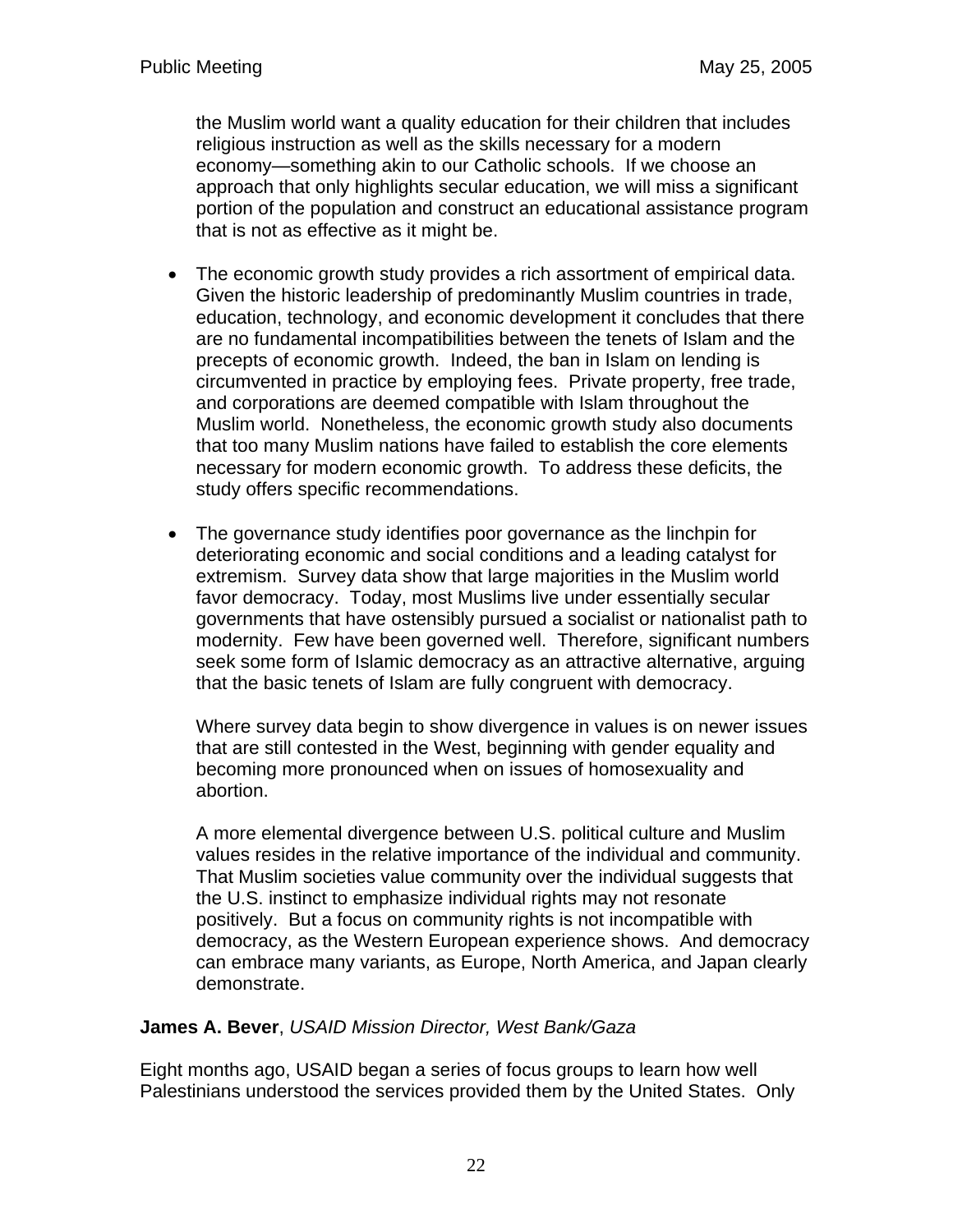the Muslim world want a quality education for their children that includes religious instruction as well as the skills necessary for a modern economy—something akin to our Catholic schools. If we choose an approach that only highlights secular education, we will miss a significant portion of the population and construct an educational assistance program that is not as effective as it might be.

- The economic growth study provides a rich assortment of empirical data. Given the historic leadership of predominantly Muslim countries in trade, education, technology, and economic development it concludes that there are no fundamental incompatibilities between the tenets of Islam and the precepts of economic growth. Indeed, the ban in Islam on lending is circumvented in practice by employing fees. Private property, free trade, and corporations are deemed compatible with Islam throughout the Muslim world. Nonetheless, the economic growth study also documents that too many Muslim nations have failed to establish the core elements necessary for modern economic growth. To address these deficits, the study offers specific recommendations.

- The governance study identifies poor governance as the linchpin for deteriorating economic and social conditions and a leading catalyst for extremism. Survey data show that large majorities in the Muslim world favor democracy. Today, most Muslims live under essentially secular governments that have ostensibly pursued a socialist or nationalist path to modernity. Few have been governed well. Therefore, significant numbers seek some form of Islamic democracy as an attractive alternative, arguing that the basic tenets of Islam are fully congruent with democracy.

  Where survey data begin to show divergence in values is on newer issues that are still contested in the West, beginning with gender equality and becoming more pronounced when on issues of homosexuality and abortion.

  A more elemental divergence between U.S. political culture and Muslim values resides in the relative importance of the individual and community. That Muslim societies value community over the individual suggests that the U.S. instinct to emphasize individual rights may not resonate positively. But a focus on community rights is not incompatible with democracy, as the Western European experience shows. And democracy can embrace many variants, as Europe, North America, and Japan clearly demonstrate.

**James A. Bever**, *USAID Mission Director, West Bank/Gaza*

Eight months ago, USAID began a series of focus groups to learn how well Palestinians understood the services provided them by the United States. Only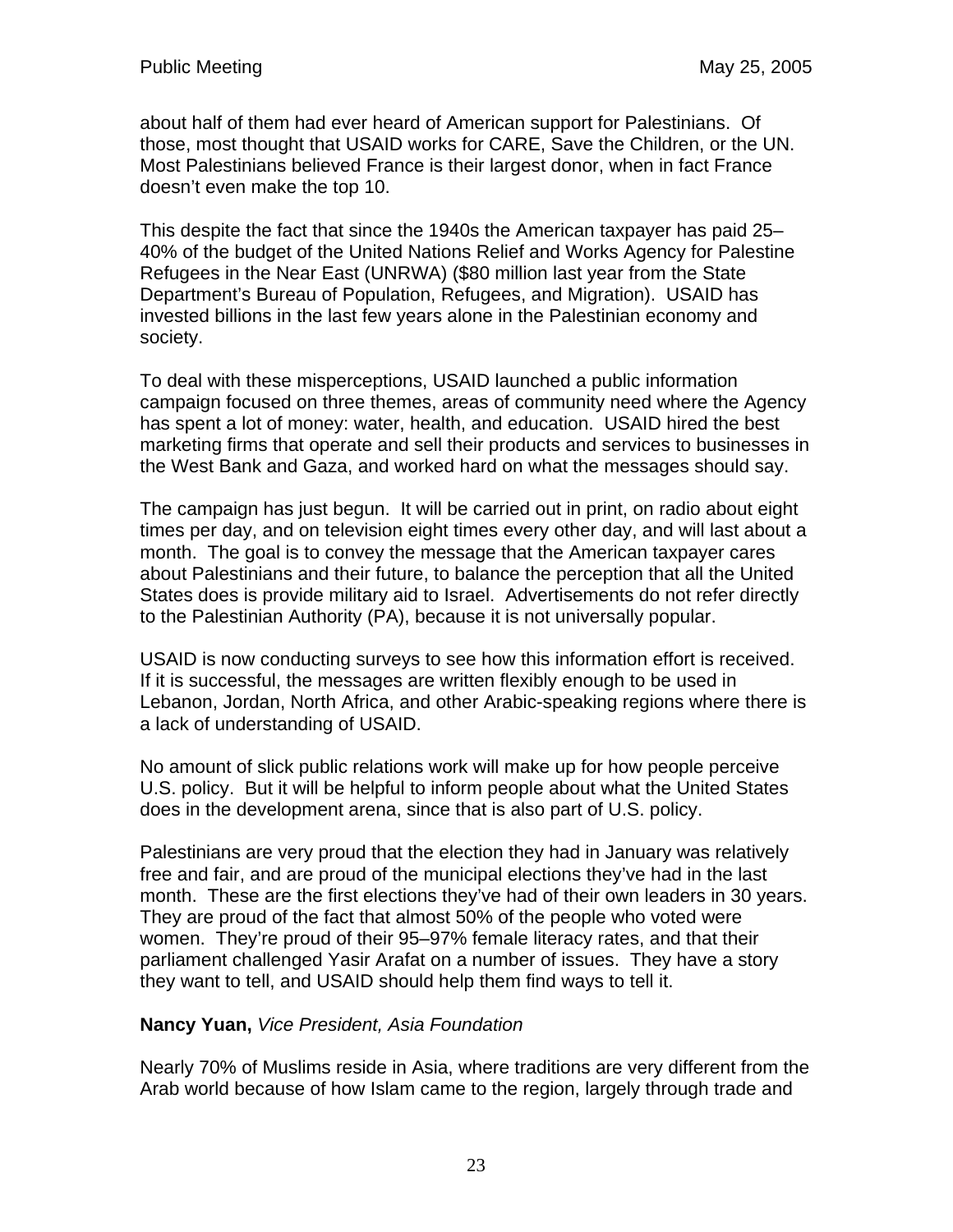about half of them had ever heard of American support for Palestinians. Of those, most thought that USAID works for CARE, Save the Children, or the UN. Most Palestinians believed France is their largest donor, when in fact France doesn't even make the top 10.

This despite the fact that since the 1940s the American taxpayer has paid 25–40% of the budget of the United Nations Relief and Works Agency for Palestine Refugees in the Near East (UNRWA) ($80 million last year from the State Department's Bureau of Population, Refugees, and Migration). USAID has invested billions in the last few years alone in the Palestinian economy and society.

To deal with these misperceptions, USAID launched a public information campaign focused on three themes, areas of community need where the Agency has spent a lot of money: water, health, and education. USAID hired the best marketing firms that operate and sell their products and services to businesses in the West Bank and Gaza, and worked hard on what the messages should say.

The campaign has just begun. It will be carried out in print, on radio about eight times per day, and on television eight times every other day, and will last about a month. The goal is to convey the message that the American taxpayer cares about Palestinians and their future, to balance the perception that all the United States does is provide military aid to Israel. Advertisements do not refer directly to the Palestinian Authority (PA), because it is not universally popular.

USAID is now conducting surveys to see how this information effort is received. If it is successful, the messages are written flexibly enough to be used in Lebanon, Jordan, North Africa, and other Arabic-speaking regions where there is a lack of understanding of USAID.

No amount of slick public relations work will make up for how people perceive U.S. policy. But it will be helpful to inform people about what the United States does in the development arena, since that is also part of U.S. policy.

Palestinians are very proud that the election they had in January was relatively free and fair, and are proud of the municipal elections they've had in the last month. These are the first elections they've had of their own leaders in 30 years. They are proud of the fact that almost 50% of the people who voted were women. They're proud of their 95–97% female literacy rates, and that their parliament challenged Yasir Arafat on a number of issues. They have a story they want to tell, and USAID should help them find ways to tell it.

**Nancy Yuan,** *Vice President, Asia Foundation*

Nearly 70% of Muslims reside in Asia, where traditions are very different from the Arab world because of how Islam came to the region, largely through trade and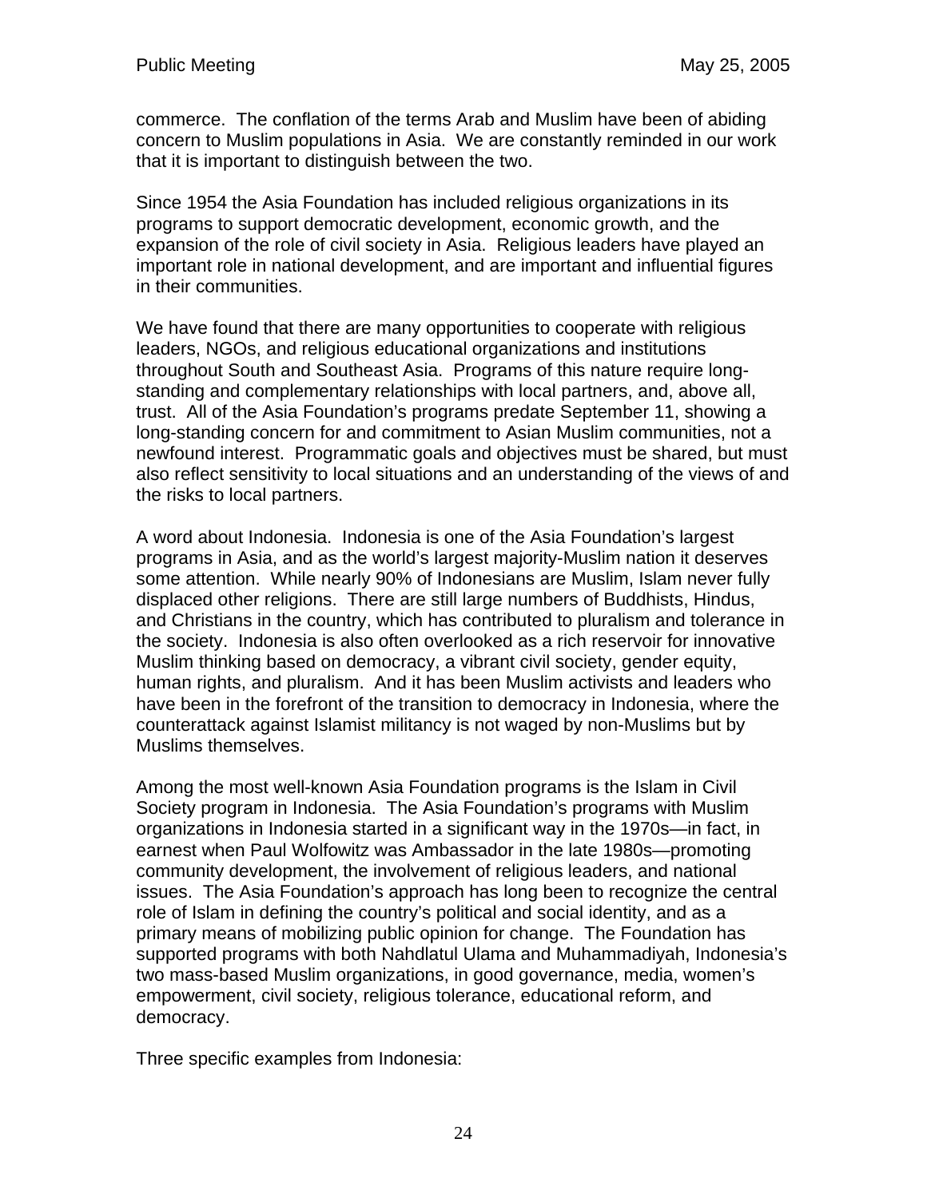commerce. The conflation of the terms Arab and Muslim have been of abiding concern to Muslim populations in Asia. We are constantly reminded in our work that it is important to distinguish between the two.

Since 1954 the Asia Foundation has included religious organizations in its programs to support democratic development, economic growth, and the expansion of the role of civil society in Asia. Religious leaders have played an important role in national development, and are important and influential figures in their communities.

We have found that there are many opportunities to cooperate with religious leaders, NGOs, and religious educational organizations and institutions throughout South and Southeast Asia. Programs of this nature require long-standing and complementary relationships with local partners, and, above all, trust. All of the Asia Foundation's programs predate September 11, showing a long-standing concern for and commitment to Asian Muslim communities, not a newfound interest. Programmatic goals and objectives must be shared, but must also reflect sensitivity to local situations and an understanding of the views of and the risks to local partners.

A word about Indonesia. Indonesia is one of the Asia Foundation's largest programs in Asia, and as the world's largest majority-Muslim nation it deserves some attention. While nearly 90% of Indonesians are Muslim, Islam never fully displaced other religions. There are still large numbers of Buddhists, Hindus, and Christians in the country, which has contributed to pluralism and tolerance in the society. Indonesia is also often overlooked as a rich reservoir for innovative Muslim thinking based on democracy, a vibrant civil society, gender equity, human rights, and pluralism. And it has been Muslim activists and leaders who have been in the forefront of the transition to democracy in Indonesia, where the counterattack against Islamist militancy is not waged by non-Muslims but by Muslims themselves.

Among the most well-known Asia Foundation programs is the Islam in Civil Society program in Indonesia. The Asia Foundation's programs with Muslim organizations in Indonesia started in a significant way in the 1970s—in fact, in earnest when Paul Wolfowitz was Ambassador in the late 1980s—promoting community development, the involvement of religious leaders, and national issues. The Asia Foundation's approach has long been to recognize the central role of Islam in defining the country's political and social identity, and as a primary means of mobilizing public opinion for change. The Foundation has supported programs with both Nahdlatul Ulama and Muhammadiyah, Indonesia's two mass-based Muslim organizations, in good governance, media, women's empowerment, civil society, religious tolerance, educational reform, and democracy.

Three specific examples from Indonesia: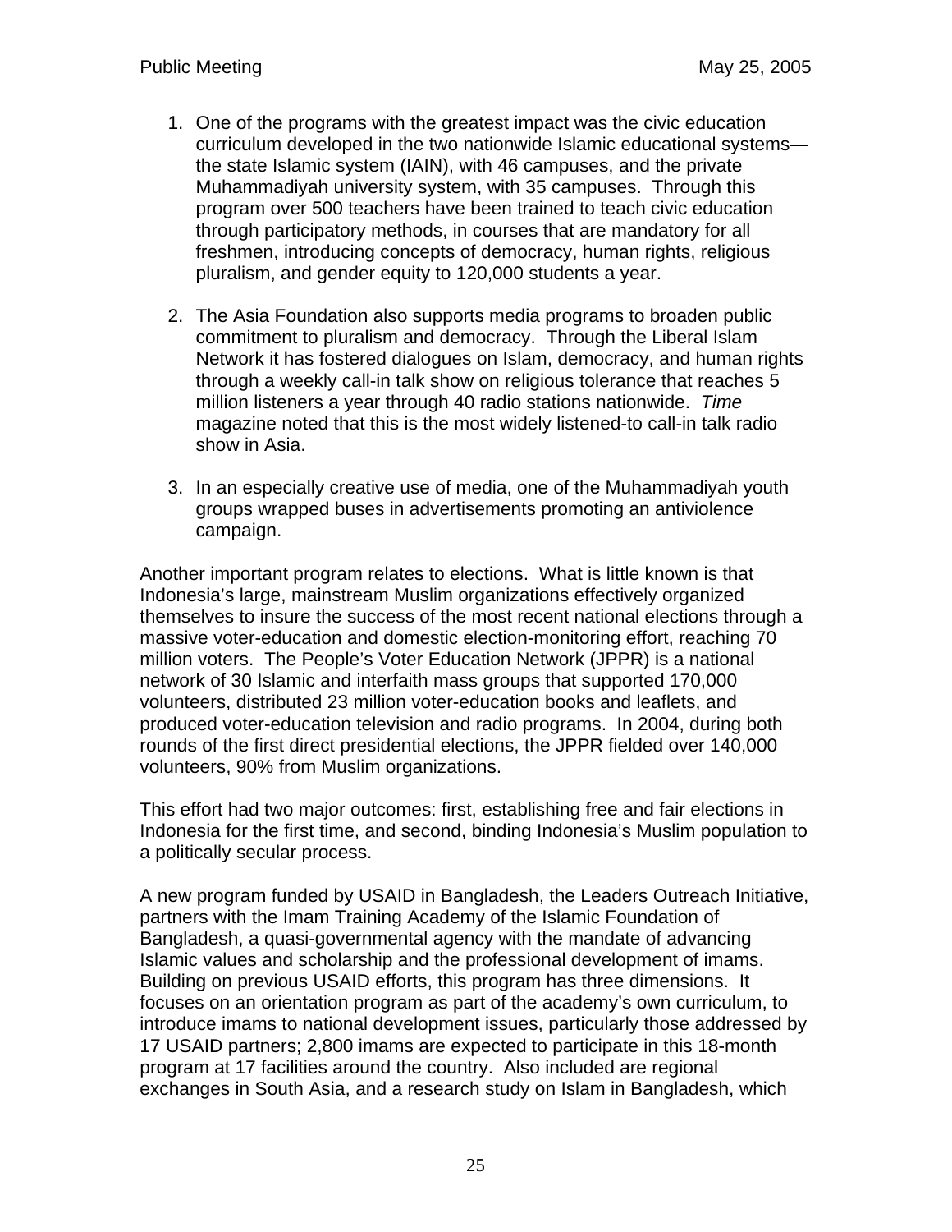1. One of the programs with the greatest impact was the civic education curriculum developed in the two nationwide Islamic educational systems—the state Islamic system (IAIN), with 46 campuses, and the private Muhammadiyah university system, with 35 campuses. Through this program over 500 teachers have been trained to teach civic education through participatory methods, in courses that are mandatory for all freshmen, introducing concepts of democracy, human rights, religious pluralism, and gender equity to 120,000 students a year.

2. The Asia Foundation also supports media programs to broaden public commitment to pluralism and democracy. Through the Liberal Islam Network it has fostered dialogues on Islam, democracy, and human rights through a weekly call-in talk show on religious tolerance that reaches 5 million listeners a year through 40 radio stations nationwide. *Time* magazine noted that this is the most widely listened-to call-in talk radio show in Asia.

3. In an especially creative use of media, one of the Muhammadiyah youth groups wrapped buses in advertisements promoting an antiviolence campaign.

Another important program relates to elections. What is little known is that Indonesia's large, mainstream Muslim organizations effectively organized themselves to insure the success of the most recent national elections through a massive voter-education and domestic election-monitoring effort, reaching 70 million voters. The People's Voter Education Network (JPPR) is a national network of 30 Islamic and interfaith mass groups that supported 170,000 volunteers, distributed 23 million voter-education books and leaflets, and produced voter-education television and radio programs. In 2004, during both rounds of the first direct presidential elections, the JPPR fielded over 140,000 volunteers, 90% from Muslim organizations.

This effort had two major outcomes: first, establishing free and fair elections in Indonesia for the first time, and second, binding Indonesia's Muslim population to a politically secular process.

A new program funded by USAID in Bangladesh, the Leaders Outreach Initiative, partners with the Imam Training Academy of the Islamic Foundation of Bangladesh, a quasi-governmental agency with the mandate of advancing Islamic values and scholarship and the professional development of imams. Building on previous USAID efforts, this program has three dimensions. It focuses on an orientation program as part of the academy's own curriculum, to introduce imams to national development issues, particularly those addressed by 17 USAID partners; 2,800 imams are expected to participate in this 18-month program at 17 facilities around the country. Also included are regional exchanges in South Asia, and a research study on Islam in Bangladesh, which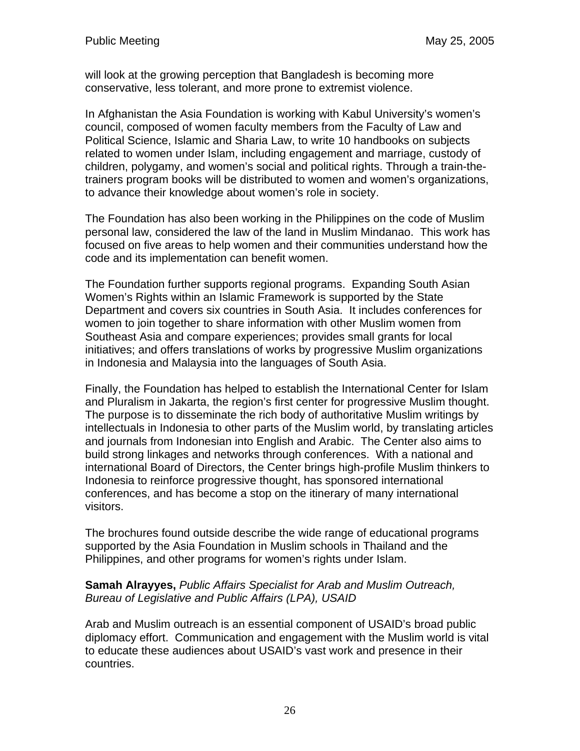will look at the growing perception that Bangladesh is becoming more conservative, less tolerant, and more prone to extremist violence.

In Afghanistan the Asia Foundation is working with Kabul University's women's council, composed of women faculty members from the Faculty of Law and Political Science, Islamic and Sharia Law, to write 10 handbooks on subjects related to women under Islam, including engagement and marriage, custody of children, polygamy, and women's social and political rights. Through a train-the-trainers program books will be distributed to women and women's organizations, to advance their knowledge about women's role in society.

The Foundation has also been working in the Philippines on the code of Muslim personal law, considered the law of the land in Muslim Mindanao. This work has focused on five areas to help women and their communities understand how the code and its implementation can benefit women.

The Foundation further supports regional programs. Expanding South Asian Women's Rights within an Islamic Framework is supported by the State Department and covers six countries in South Asia. It includes conferences for women to join together to share information with other Muslim women from Southeast Asia and compare experiences; provides small grants for local initiatives; and offers translations of works by progressive Muslim organizations in Indonesia and Malaysia into the languages of South Asia.

Finally, the Foundation has helped to establish the International Center for Islam and Pluralism in Jakarta, the region's first center for progressive Muslim thought. The purpose is to disseminate the rich body of authoritative Muslim writings by intellectuals in Indonesia to other parts of the Muslim world, by translating articles and journals from Indonesian into English and Arabic. The Center also aims to build strong linkages and networks through conferences. With a national and international Board of Directors, the Center brings high-profile Muslim thinkers to Indonesia to reinforce progressive thought, has sponsored international conferences, and has become a stop on the itinerary of many international visitors.

The brochures found outside describe the wide range of educational programs supported by the Asia Foundation in Muslim schools in Thailand and the Philippines, and other programs for women's rights under Islam.

**Samah Alrayyes,** *Public Affairs Specialist for Arab and Muslim Outreach, Bureau of Legislative and Public Affairs (LPA), USAID*

Arab and Muslim outreach is an essential component of USAID's broad public diplomacy effort. Communication and engagement with the Muslim world is vital to educate these audiences about USAID's vast work and presence in their countries.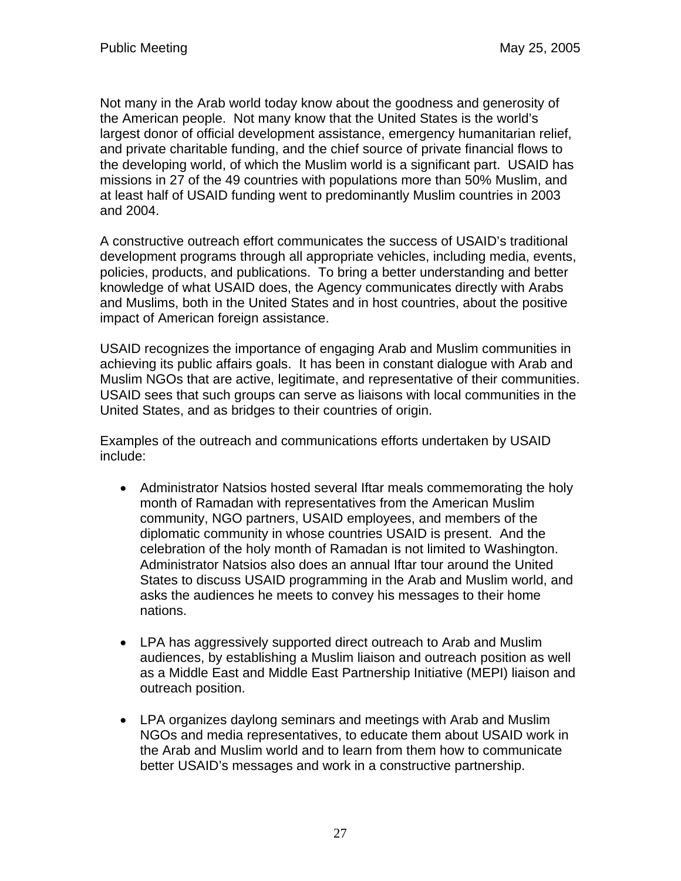Not many in the Arab world today know about the goodness and generosity of the American people. Not many know that the United States is the world's largest donor of official development assistance, emergency humanitarian relief, and private charitable funding, and the chief source of private financial flows to the developing world, of which the Muslim world is a significant part. USAID has missions in 27 of the 49 countries with populations more than 50% Muslim, and at least half of USAID funding went to predominantly Muslim countries in 2003 and 2004.

A constructive outreach effort communicates the success of USAID's traditional development programs through all appropriate vehicles, including media, events, policies, products, and publications. To bring a better understanding and better knowledge of what USAID does, the Agency communicates directly with Arabs and Muslims, both in the United States and in host countries, about the positive impact of American foreign assistance.

USAID recognizes the importance of engaging Arab and Muslim communities in achieving its public affairs goals. It has been in constant dialogue with Arab and Muslim NGOs that are active, legitimate, and representative of their communities. USAID sees that such groups can serve as liaisons with local communities in the United States, and as bridges to their countries of origin.

Examples of the outreach and communications efforts undertaken by USAID include:

- Administrator Natsios hosted several Iftar meals commemorating the holy month of Ramadan with representatives from the American Muslim community, NGO partners, USAID employees, and members of the diplomatic community in whose countries USAID is present. And the celebration of the holy month of Ramadan is not limited to Washington. Administrator Natsios also does an annual Iftar tour around the United States to discuss USAID programming in the Arab and Muslim world, and asks the audiences he meets to convey his messages to their home nations.

- LPA has aggressively supported direct outreach to Arab and Muslim audiences, by establishing a Muslim liaison and outreach position as well as a Middle East and Middle East Partnership Initiative (MEPI) liaison and outreach position.

- LPA organizes daylong seminars and meetings with Arab and Muslim NGOs and media representatives, to educate them about USAID work in the Arab and Muslim world and to learn from them how to communicate better USAID's messages and work in a constructive partnership.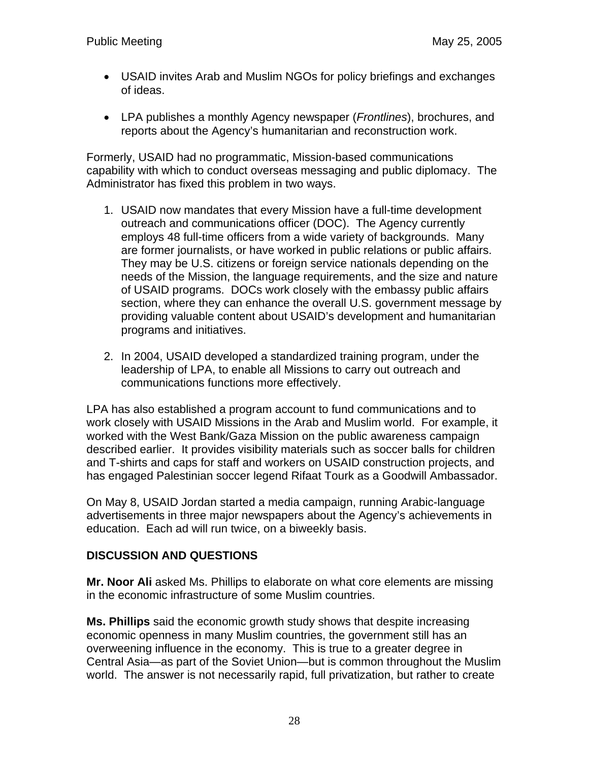- USAID invites Arab and Muslim NGOs for policy briefings and exchanges of ideas.
- LPA publishes a monthly Agency newspaper (*Frontlines*), brochures, and reports about the Agency's humanitarian and reconstruction work.

Formerly, USAID had no programmatic, Mission-based communications capability with which to conduct overseas messaging and public diplomacy. The Administrator has fixed this problem in two ways.

1. USAID now mandates that every Mission have a full-time development outreach and communications officer (DOC). The Agency currently employs 48 full-time officers from a wide variety of backgrounds. Many are former journalists, or have worked in public relations or public affairs. They may be U.S. citizens or foreign service nationals depending on the needs of the Mission, the language requirements, and the size and nature of USAID programs. DOCs work closely with the embassy public affairs section, where they can enhance the overall U.S. government message by providing valuable content about USAID's development and humanitarian programs and initiatives.
2. In 2004, USAID developed a standardized training program, under the leadership of LPA, to enable all Missions to carry out outreach and communications functions more effectively.

LPA has also established a program account to fund communications and to work closely with USAID Missions in the Arab and Muslim world. For example, it worked with the West Bank/Gaza Mission on the public awareness campaign described earlier. It provides visibility materials such as soccer balls for children and T-shirts and caps for staff and workers on USAID construction projects, and has engaged Palestinian soccer legend Rifaat Tourk as a Goodwill Ambassador.

On May 8, USAID Jordan started a media campaign, running Arabic-language advertisements in three major newspapers about the Agency's achievements in education. Each ad will run twice, on a biweekly basis.

## DISCUSSION AND QUESTIONS

**Mr. Noor Ali** asked Ms. Phillips to elaborate on what core elements are missing in the economic infrastructure of some Muslim countries.

**Ms. Phillips** said the economic growth study shows that despite increasing economic openness in many Muslim countries, the government still has an overweening influence in the economy. This is true to a greater degree in Central Asia—as part of the Soviet Union—but is common throughout the Muslim world. The answer is not necessarily rapid, full privatization, but rather to create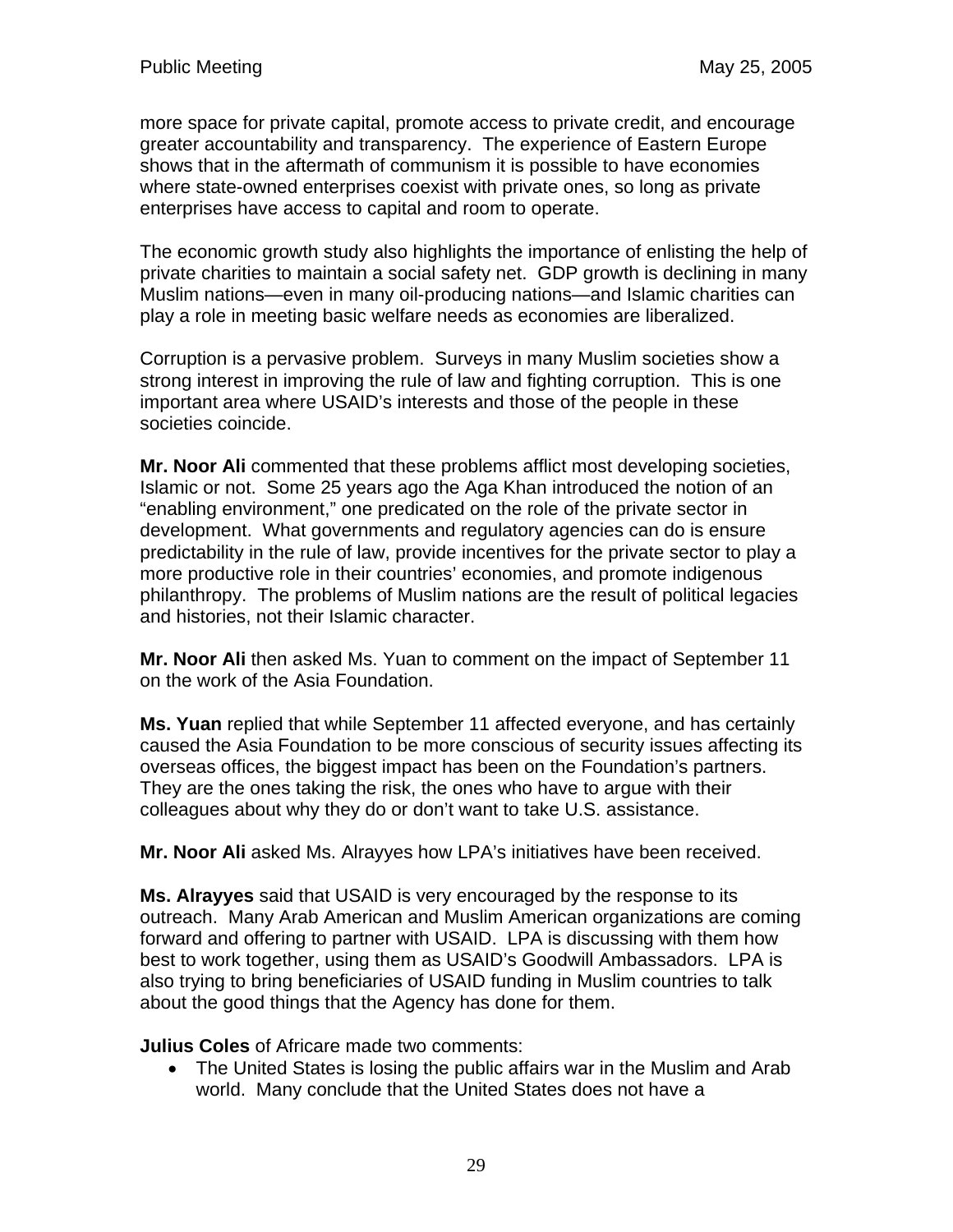more space for private capital, promote access to private credit, and encourage greater accountability and transparency. The experience of Eastern Europe shows that in the aftermath of communism it is possible to have economies where state-owned enterprises coexist with private ones, so long as private enterprises have access to capital and room to operate.

The economic growth study also highlights the importance of enlisting the help of private charities to maintain a social safety net. GDP growth is declining in many Muslim nations—even in many oil-producing nations—and Islamic charities can play a role in meeting basic welfare needs as economies are liberalized.

Corruption is a pervasive problem. Surveys in many Muslim societies show a strong interest in improving the rule of law and fighting corruption. This is one important area where USAID's interests and those of the people in these societies coincide.

**Mr. Noor Ali** commented that these problems afflict most developing societies, Islamic or not. Some 25 years ago the Aga Khan introduced the notion of an "enabling environment," one predicated on the role of the private sector in development. What governments and regulatory agencies can do is ensure predictability in the rule of law, provide incentives for the private sector to play a more productive role in their countries' economies, and promote indigenous philanthropy. The problems of Muslim nations are the result of political legacies and histories, not their Islamic character.

**Mr. Noor Ali** then asked Ms. Yuan to comment on the impact of September 11 on the work of the Asia Foundation.

**Ms. Yuan** replied that while September 11 affected everyone, and has certainly caused the Asia Foundation to be more conscious of security issues affecting its overseas offices, the biggest impact has been on the Foundation's partners. They are the ones taking the risk, the ones who have to argue with their colleagues about why they do or don't want to take U.S. assistance.

**Mr. Noor Ali** asked Ms. Alrayyes how LPA's initiatives have been received.

**Ms. Alrayyes** said that USAID is very encouraged by the response to its outreach. Many Arab American and Muslim American organizations are coming forward and offering to partner with USAID. LPA is discussing with them how best to work together, using them as USAID's Goodwill Ambassadors. LPA is also trying to bring beneficiaries of USAID funding in Muslim countries to talk about the good things that the Agency has done for them.

**Julius Coles** of Africare made two comments:

- The United States is losing the public affairs war in the Muslim and Arab world. Many conclude that the United States does not have a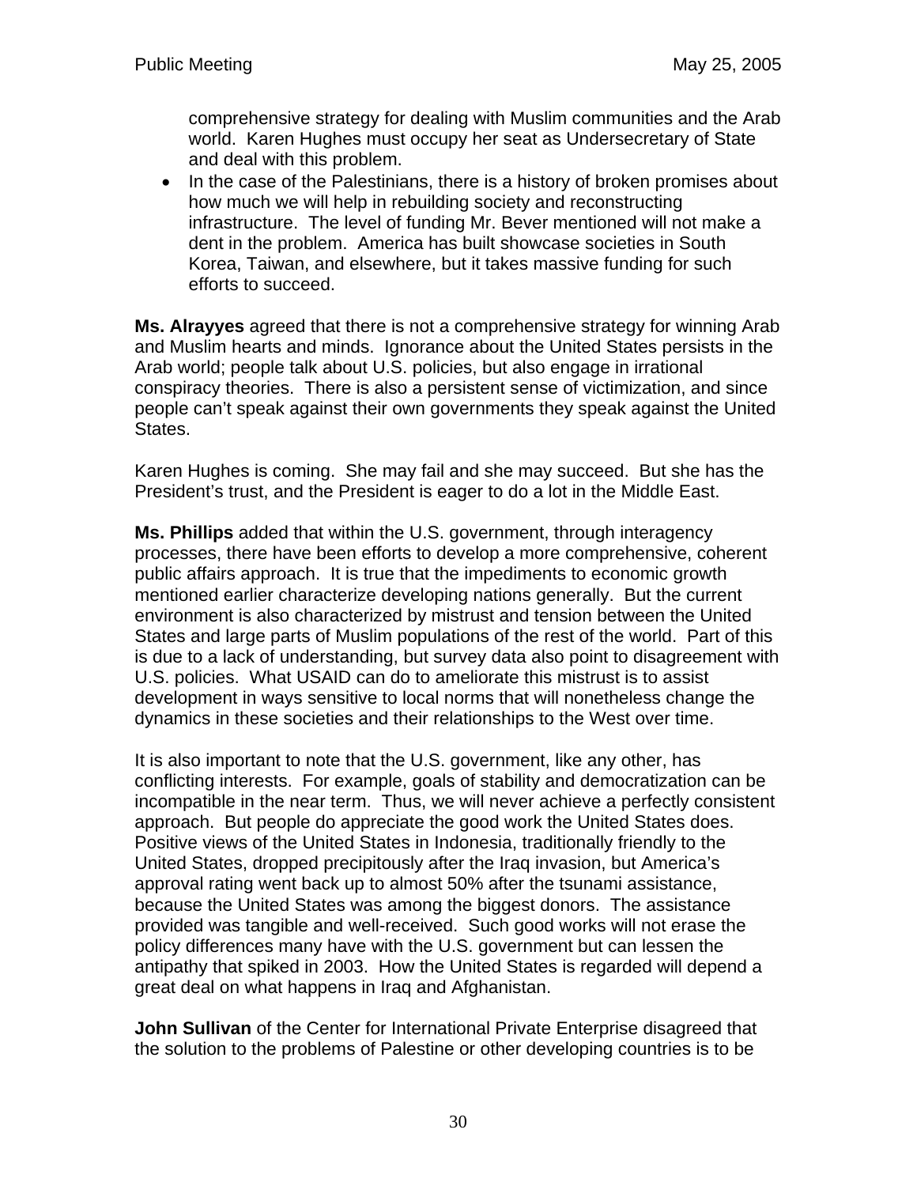comprehensive strategy for dealing with Muslim communities and the Arab world. Karen Hughes must occupy her seat as Undersecretary of State and deal with this problem.

- In the case of the Palestinians, there is a history of broken promises about how much we will help in rebuilding society and reconstructing infrastructure. The level of funding Mr. Bever mentioned will not make a dent in the problem. America has built showcase societies in South Korea, Taiwan, and elsewhere, but it takes massive funding for such efforts to succeed.

**Ms. Alrayyes** agreed that there is not a comprehensive strategy for winning Arab and Muslim hearts and minds. Ignorance about the United States persists in the Arab world; people talk about U.S. policies, but also engage in irrational conspiracy theories. There is also a persistent sense of victimization, and since people can't speak against their own governments they speak against the United States.

Karen Hughes is coming. She may fail and she may succeed. But she has the President's trust, and the President is eager to do a lot in the Middle East.

**Ms. Phillips** added that within the U.S. government, through interagency processes, there have been efforts to develop a more comprehensive, coherent public affairs approach. It is true that the impediments to economic growth mentioned earlier characterize developing nations generally. But the current environment is also characterized by mistrust and tension between the United States and large parts of Muslim populations of the rest of the world. Part of this is due to a lack of understanding, but survey data also point to disagreement with U.S. policies. What USAID can do to ameliorate this mistrust is to assist development in ways sensitive to local norms that will nonetheless change the dynamics in these societies and their relationships to the West over time.

It is also important to note that the U.S. government, like any other, has conflicting interests. For example, goals of stability and democratization can be incompatible in the near term. Thus, we will never achieve a perfectly consistent approach. But people do appreciate the good work the United States does. Positive views of the United States in Indonesia, traditionally friendly to the United States, dropped precipitously after the Iraq invasion, but America's approval rating went back up to almost 50% after the tsunami assistance, because the United States was among the biggest donors. The assistance provided was tangible and well-received. Such good works will not erase the policy differences many have with the U.S. government but can lessen the antipathy that spiked in 2003. How the United States is regarded will depend a great deal on what happens in Iraq and Afghanistan.

**John Sullivan** of the Center for International Private Enterprise disagreed that the solution to the problems of Palestine or other developing countries is to be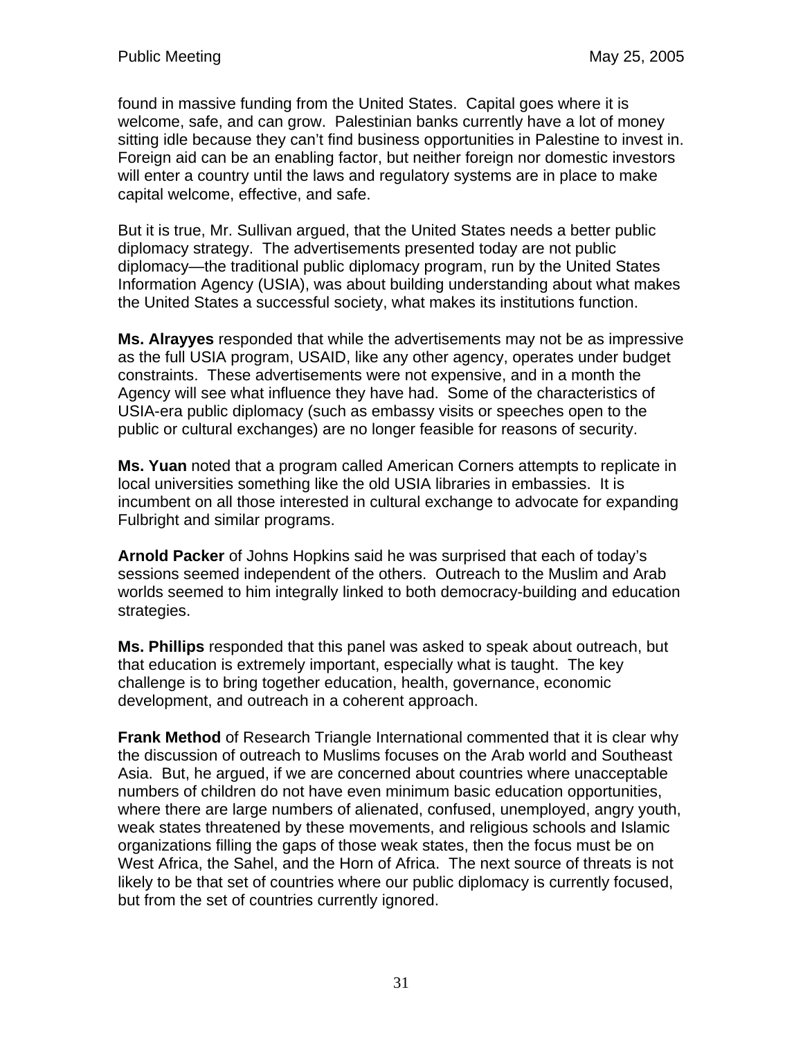found in massive funding from the United States. Capital goes where it is welcome, safe, and can grow. Palestinian banks currently have a lot of money sitting idle because they can't find business opportunities in Palestine to invest in. Foreign aid can be an enabling factor, but neither foreign nor domestic investors will enter a country until the laws and regulatory systems are in place to make capital welcome, effective, and safe.

But it is true, Mr. Sullivan argued, that the United States needs a better public diplomacy strategy. The advertisements presented today are not public diplomacy—the traditional public diplomacy program, run by the United States Information Agency (USIA), was about building understanding about what makes the United States a successful society, what makes its institutions function.

**Ms. Alrayyes** responded that while the advertisements may not be as impressive as the full USIA program, USAID, like any other agency, operates under budget constraints. These advertisements were not expensive, and in a month the Agency will see what influence they have had. Some of the characteristics of USIA-era public diplomacy (such as embassy visits or speeches open to the public or cultural exchanges) are no longer feasible for reasons of security.

**Ms. Yuan** noted that a program called American Corners attempts to replicate in local universities something like the old USIA libraries in embassies. It is incumbent on all those interested in cultural exchange to advocate for expanding Fulbright and similar programs.

**Arnold Packer** of Johns Hopkins said he was surprised that each of today's sessions seemed independent of the others. Outreach to the Muslim and Arab worlds seemed to him integrally linked to both democracy-building and education strategies.

**Ms. Phillips** responded that this panel was asked to speak about outreach, but that education is extremely important, especially what is taught. The key challenge is to bring together education, health, governance, economic development, and outreach in a coherent approach.

**Frank Method** of Research Triangle International commented that it is clear why the discussion of outreach to Muslims focuses on the Arab world and Southeast Asia. But, he argued, if we are concerned about countries where unacceptable numbers of children do not have even minimum basic education opportunities, where there are large numbers of alienated, confused, unemployed, angry youth, weak states threatened by these movements, and religious schools and Islamic organizations filling the gaps of those weak states, then the focus must be on West Africa, the Sahel, and the Horn of Africa. The next source of threats is not likely to be that set of countries where our public diplomacy is currently focused, but from the set of countries currently ignored.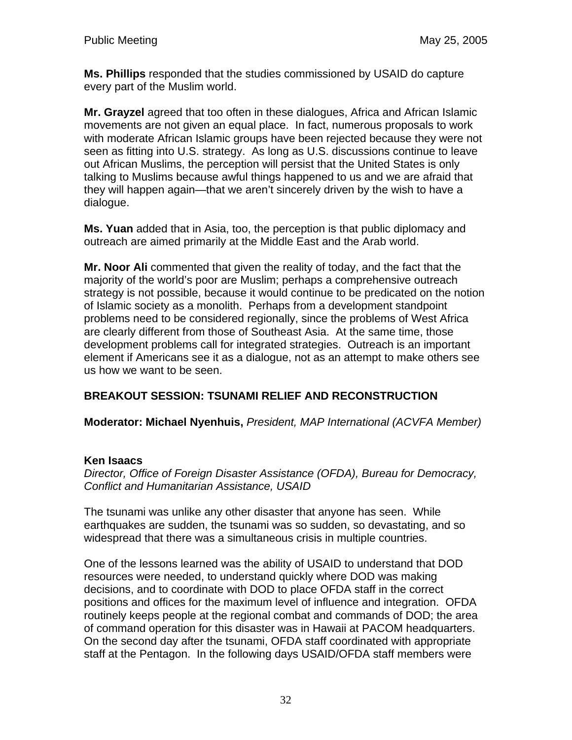**Ms. Phillips** responded that the studies commissioned by USAID do capture every part of the Muslim world.

**Mr. Grayzel** agreed that too often in these dialogues, Africa and African Islamic movements are not given an equal place. In fact, numerous proposals to work with moderate African Islamic groups have been rejected because they were not seen as fitting into U.S. strategy. As long as U.S. discussions continue to leave out African Muslims, the perception will persist that the United States is only talking to Muslims because awful things happened to us and we are afraid that they will happen again—that we aren't sincerely driven by the wish to have a dialogue.

**Ms. Yuan** added that in Asia, too, the perception is that public diplomacy and outreach are aimed primarily at the Middle East and the Arab world.

**Mr. Noor Ali** commented that given the reality of today, and the fact that the majority of the world's poor are Muslim; perhaps a comprehensive outreach strategy is not possible, because it would continue to be predicated on the notion of Islamic society as a monolith. Perhaps from a development standpoint problems need to be considered regionally, since the problems of West Africa are clearly different from those of Southeast Asia. At the same time, those development problems call for integrated strategies. Outreach is an important element if Americans see it as a dialogue, not as an attempt to make others see us how we want to be seen.

## BREAKOUT SESSION: TSUNAMI RELIEF AND RECONSTRUCTION

**Moderator: Michael Nyenhuis,** *President, MAP International (ACVFA Member)*

**Ken Isaacs**
*Director, Office of Foreign Disaster Assistance (OFDA), Bureau for Democracy, Conflict and Humanitarian Assistance, USAID*

The tsunami was unlike any other disaster that anyone has seen. While earthquakes are sudden, the tsunami was so sudden, so devastating, and so widespread that there was a simultaneous crisis in multiple countries.

One of the lessons learned was the ability of USAID to understand that DOD resources were needed, to understand quickly where DOD was making decisions, and to coordinate with DOD to place OFDA staff in the correct positions and offices for the maximum level of influence and integration. OFDA routinely keeps people at the regional combat and commands of DOD; the area of command operation for this disaster was in Hawaii at PACOM headquarters. On the second day after the tsunami, OFDA staff coordinated with appropriate staff at the Pentagon. In the following days USAID/OFDA staff members were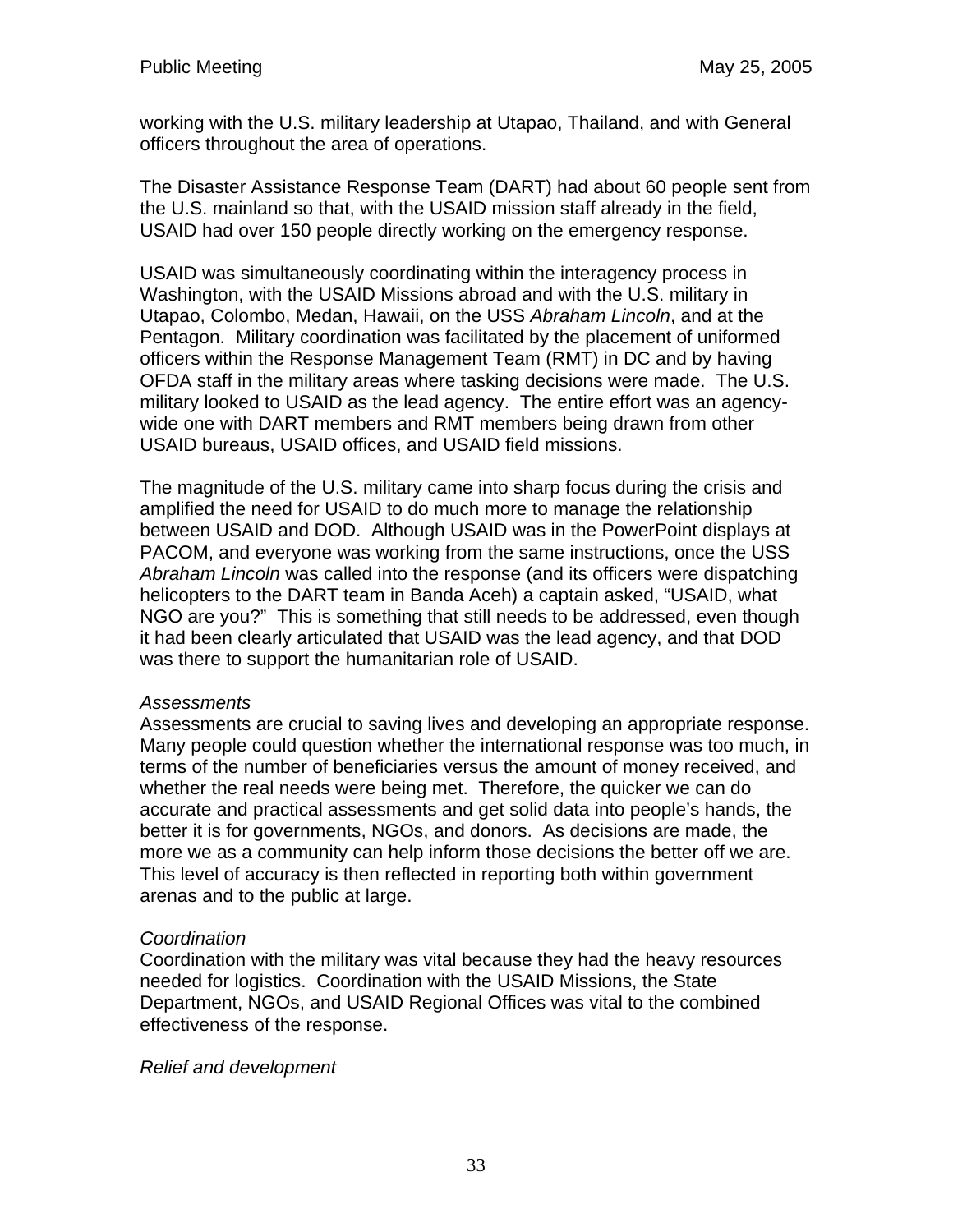working with the U.S. military leadership at Utapao, Thailand, and with General officers throughout the area of operations.

The Disaster Assistance Response Team (DART) had about 60 people sent from the U.S. mainland so that, with the USAID mission staff already in the field, USAID had over 150 people directly working on the emergency response.

USAID was simultaneously coordinating within the interagency process in Washington, with the USAID Missions abroad and with the U.S. military in Utapao, Colombo, Medan, Hawaii, on the USS *Abraham Lincoln*, and at the Pentagon. Military coordination was facilitated by the placement of uniformed officers within the Response Management Team (RMT) in DC and by having OFDA staff in the military areas where tasking decisions were made. The U.S. military looked to USAID as the lead agency. The entire effort was an agency-wide one with DART members and RMT members being drawn from other USAID bureaus, USAID offices, and USAID field missions.

The magnitude of the U.S. military came into sharp focus during the crisis and amplified the need for USAID to do much more to manage the relationship between USAID and DOD. Although USAID was in the PowerPoint displays at PACOM, and everyone was working from the same instructions, once the USS *Abraham Lincoln* was called into the response (and its officers were dispatching helicopters to the DART team in Banda Aceh) a captain asked, "USAID, what NGO are you?" This is something that still needs to be addressed, even though it had been clearly articulated that USAID was the lead agency, and that DOD was there to support the humanitarian role of USAID.

*Assessments*
Assessments are crucial to saving lives and developing an appropriate response. Many people could question whether the international response was too much, in terms of the number of beneficiaries versus the amount of money received, and whether the real needs were being met. Therefore, the quicker we can do accurate and practical assessments and get solid data into people's hands, the better it is for governments, NGOs, and donors. As decisions are made, the more we as a community can help inform those decisions the better off we are. This level of accuracy is then reflected in reporting both within government arenas and to the public at large.

*Coordination*
Coordination with the military was vital because they had the heavy resources needed for logistics. Coordination with the USAID Missions, the State Department, NGOs, and USAID Regional Offices was vital to the combined effectiveness of the response.

*Relief and development*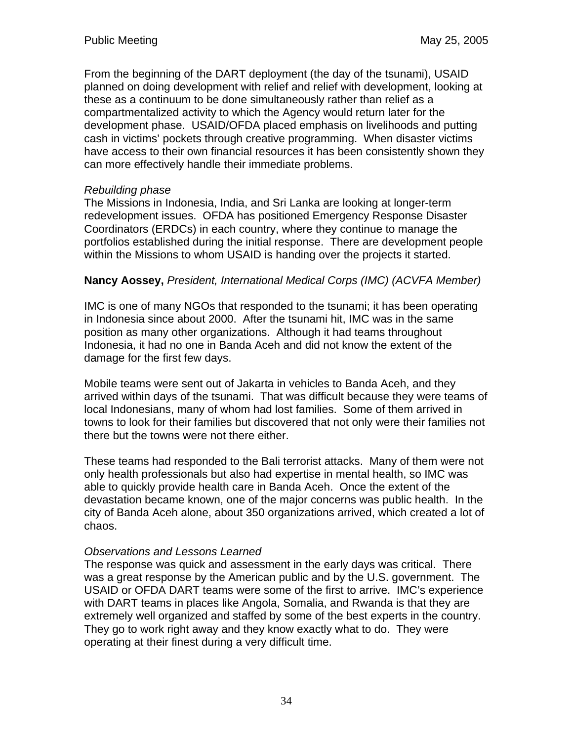From the beginning of the DART deployment (the day of the tsunami), USAID planned on doing development with relief and relief with development, looking at these as a continuum to be done simultaneously rather than relief as a compartmentalized activity to which the Agency would return later for the development phase. USAID/OFDA placed emphasis on livelihoods and putting cash in victims' pockets through creative programming. When disaster victims have access to their own financial resources it has been consistently shown they can more effectively handle their immediate problems.

*Rebuilding phase*
The Missions in Indonesia, India, and Sri Lanka are looking at longer-term redevelopment issues. OFDA has positioned Emergency Response Disaster Coordinators (ERDCs) in each country, where they continue to manage the portfolios established during the initial response. There are development people within the Missions to whom USAID is handing over the projects it started.

**Nancy Aossey,** *President, International Medical Corps (IMC) (ACVFA Member)*

IMC is one of many NGOs that responded to the tsunami; it has been operating in Indonesia since about 2000. After the tsunami hit, IMC was in the same position as many other organizations. Although it had teams throughout Indonesia, it had no one in Banda Aceh and did not know the extent of the damage for the first few days.

Mobile teams were sent out of Jakarta in vehicles to Banda Aceh, and they arrived within days of the tsunami. That was difficult because they were teams of local Indonesians, many of whom had lost families. Some of them arrived in towns to look for their families but discovered that not only were their families not there but the towns were not there either.

These teams had responded to the Bali terrorist attacks. Many of them were not only health professionals but also had expertise in mental health, so IMC was able to quickly provide health care in Banda Aceh. Once the extent of the devastation became known, one of the major concerns was public health. In the city of Banda Aceh alone, about 350 organizations arrived, which created a lot of chaos.

*Observations and Lessons Learned*
The response was quick and assessment in the early days was critical. There was a great response by the American public and by the U.S. government. The USAID or OFDA DART teams were some of the first to arrive. IMC's experience with DART teams in places like Angola, Somalia, and Rwanda is that they are extremely well organized and staffed by some of the best experts in the country. They go to work right away and they know exactly what to do. They were operating at their finest during a very difficult time.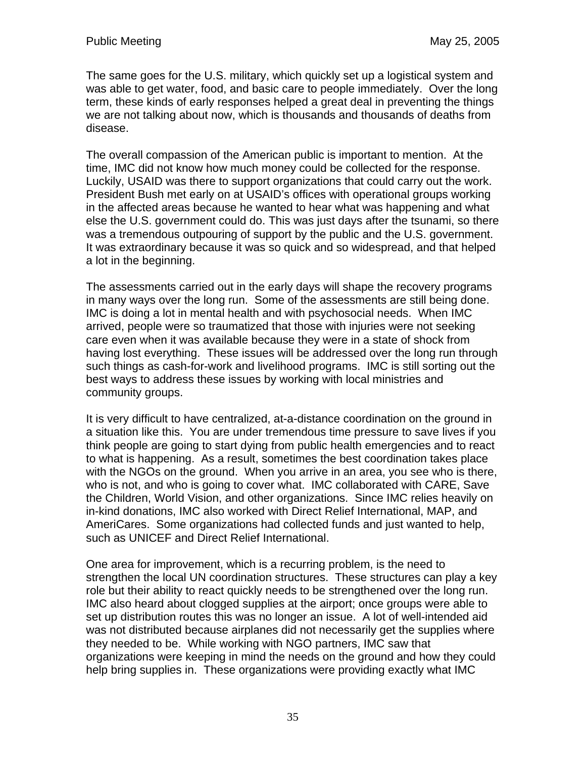The same goes for the U.S. military, which quickly set up a logistical system and was able to get water, food, and basic care to people immediately. Over the long term, these kinds of early responses helped a great deal in preventing the things we are not talking about now, which is thousands and thousands of deaths from disease.

The overall compassion of the American public is important to mention. At the time, IMC did not know how much money could be collected for the response. Luckily, USAID was there to support organizations that could carry out the work. President Bush met early on at USAID's offices with operational groups working in the affected areas because he wanted to hear what was happening and what else the U.S. government could do. This was just days after the tsunami, so there was a tremendous outpouring of support by the public and the U.S. government. It was extraordinary because it was so quick and so widespread, and that helped a lot in the beginning.

The assessments carried out in the early days will shape the recovery programs in many ways over the long run. Some of the assessments are still being done. IMC is doing a lot in mental health and with psychosocial needs. When IMC arrived, people were so traumatized that those with injuries were not seeking care even when it was available because they were in a state of shock from having lost everything. These issues will be addressed over the long run through such things as cash-for-work and livelihood programs. IMC is still sorting out the best ways to address these issues by working with local ministries and community groups.

It is very difficult to have centralized, at-a-distance coordination on the ground in a situation like this. You are under tremendous time pressure to save lives if you think people are going to start dying from public health emergencies and to react to what is happening. As a result, sometimes the best coordination takes place with the NGOs on the ground. When you arrive in an area, you see who is there, who is not, and who is going to cover what. IMC collaborated with CARE, Save the Children, World Vision, and other organizations. Since IMC relies heavily on in-kind donations, IMC also worked with Direct Relief International, MAP, and AmeriCares. Some organizations had collected funds and just wanted to help, such as UNICEF and Direct Relief International.

One area for improvement, which is a recurring problem, is the need to strengthen the local UN coordination structures. These structures can play a key role but their ability to react quickly needs to be strengthened over the long run. IMC also heard about clogged supplies at the airport; once groups were able to set up distribution routes this was no longer an issue. A lot of well-intended aid was not distributed because airplanes did not necessarily get the supplies where they needed to be. While working with NGO partners, IMC saw that organizations were keeping in mind the needs on the ground and how they could help bring supplies in. These organizations were providing exactly what IMC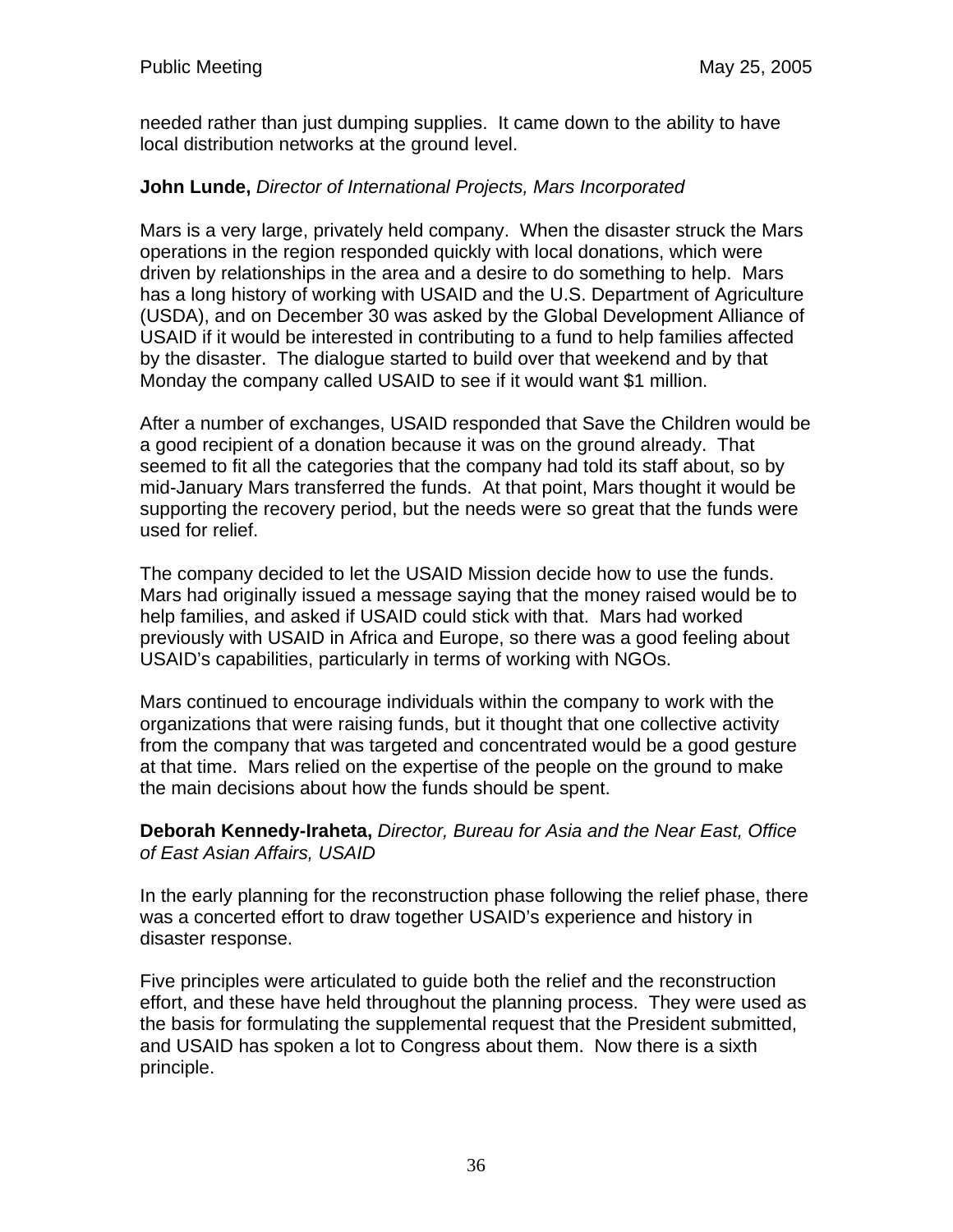needed rather than just dumping supplies. It came down to the ability to have local distribution networks at the ground level.

**John Lunde,** *Director of International Projects, Mars Incorporated*

Mars is a very large, privately held company. When the disaster struck the Mars operations in the region responded quickly with local donations, which were driven by relationships in the area and a desire to do something to help. Mars has a long history of working with USAID and the U.S. Department of Agriculture (USDA), and on December 30 was asked by the Global Development Alliance of USAID if it would be interested in contributing to a fund to help families affected by the disaster. The dialogue started to build over that weekend and by that Monday the company called USAID to see if it would want $1 million.

After a number of exchanges, USAID responded that Save the Children would be a good recipient of a donation because it was on the ground already. That seemed to fit all the categories that the company had told its staff about, so by mid-January Mars transferred the funds. At that point, Mars thought it would be supporting the recovery period, but the needs were so great that the funds were used for relief.

The company decided to let the USAID Mission decide how to use the funds. Mars had originally issued a message saying that the money raised would be to help families, and asked if USAID could stick with that. Mars had worked previously with USAID in Africa and Europe, so there was a good feeling about USAID's capabilities, particularly in terms of working with NGOs.

Mars continued to encourage individuals within the company to work with the organizations that were raising funds, but it thought that one collective activity from the company that was targeted and concentrated would be a good gesture at that time. Mars relied on the expertise of the people on the ground to make the main decisions about how the funds should be spent.

**Deborah Kennedy-Iraheta,** *Director, Bureau for Asia and the Near East, Office of East Asian Affairs, USAID*

In the early planning for the reconstruction phase following the relief phase, there was a concerted effort to draw together USAID's experience and history in disaster response.

Five principles were articulated to guide both the relief and the reconstruction effort, and these have held throughout the planning process. They were used as the basis for formulating the supplemental request that the President submitted, and USAID has spoken a lot to Congress about them. Now there is a sixth principle.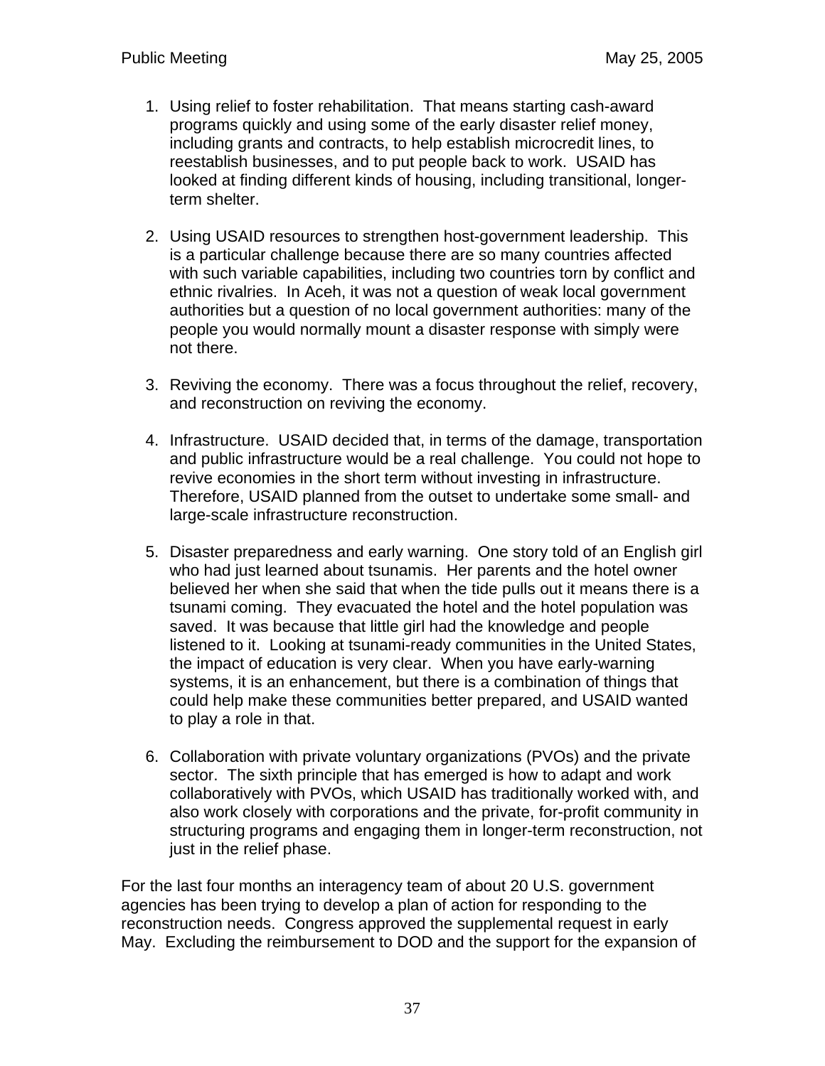1. Using relief to foster rehabilitation. That means starting cash-award programs quickly and using some of the early disaster relief money, including grants and contracts, to help establish microcredit lines, to reestablish businesses, and to put people back to work. USAID has looked at finding different kinds of housing, including transitional, longer-term shelter.

2. Using USAID resources to strengthen host-government leadership. This is a particular challenge because there are so many countries affected with such variable capabilities, including two countries torn by conflict and ethnic rivalries. In Aceh, it was not a question of weak local government authorities but a question of no local government authorities: many of the people you would normally mount a disaster response with simply were not there.

3. Reviving the economy. There was a focus throughout the relief, recovery, and reconstruction on reviving the economy.

4. Infrastructure. USAID decided that, in terms of the damage, transportation and public infrastructure would be a real challenge. You could not hope to revive economies in the short term without investing in infrastructure. Therefore, USAID planned from the outset to undertake some small- and large-scale infrastructure reconstruction.

5. Disaster preparedness and early warning. One story told of an English girl who had just learned about tsunamis. Her parents and the hotel owner believed her when she said that when the tide pulls out it means there is a tsunami coming. They evacuated the hotel and the hotel population was saved. It was because that little girl had the knowledge and people listened to it. Looking at tsunami-ready communities in the United States, the impact of education is very clear. When you have early-warning systems, it is an enhancement, but there is a combination of things that could help make these communities better prepared, and USAID wanted to play a role in that.

6. Collaboration with private voluntary organizations (PVOs) and the private sector. The sixth principle that has emerged is how to adapt and work collaboratively with PVOs, which USAID has traditionally worked with, and also work closely with corporations and the private, for-profit community in structuring programs and engaging them in longer-term reconstruction, not just in the relief phase.

For the last four months an interagency team of about 20 U.S. government agencies has been trying to develop a plan of action for responding to the reconstruction needs. Congress approved the supplemental request in early May. Excluding the reimbursement to DOD and the support for the expansion of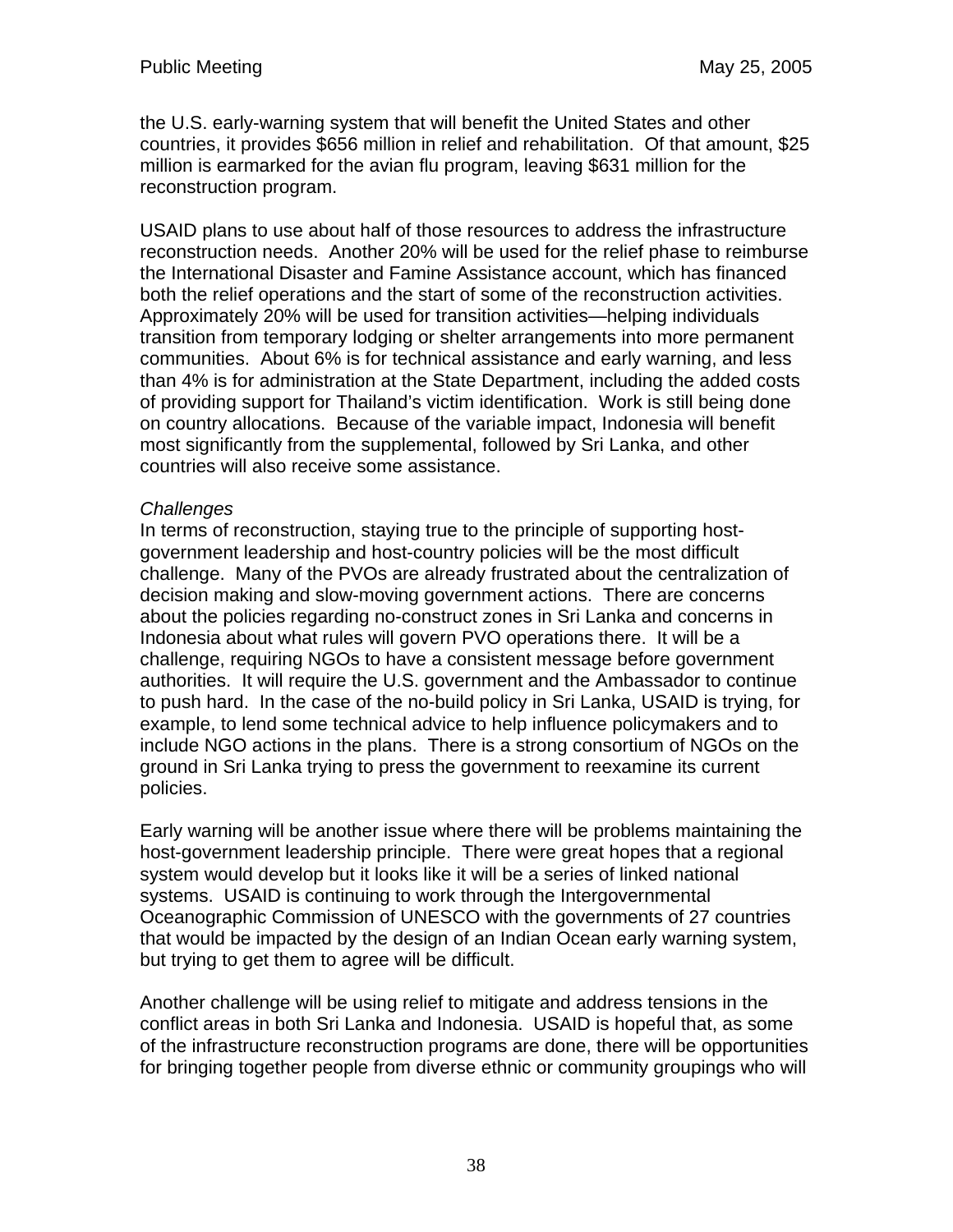the U.S. early-warning system that will benefit the United States and other countries, it provides $656 million in relief and rehabilitation. Of that amount, $25 million is earmarked for the avian flu program, leaving $631 million for the reconstruction program.

USAID plans to use about half of those resources to address the infrastructure reconstruction needs. Another 20% will be used for the relief phase to reimburse the International Disaster and Famine Assistance account, which has financed both the relief operations and the start of some of the reconstruction activities. Approximately 20% will be used for transition activities—helping individuals transition from temporary lodging or shelter arrangements into more permanent communities. About 6% is for technical assistance and early warning, and less than 4% is for administration at the State Department, including the added costs of providing support for Thailand's victim identification. Work is still being done on country allocations. Because of the variable impact, Indonesia will benefit most significantly from the supplemental, followed by Sri Lanka, and other countries will also receive some assistance.

*Challenges*
In terms of reconstruction, staying true to the principle of supporting host-government leadership and host-country policies will be the most difficult challenge. Many of the PVOs are already frustrated about the centralization of decision making and slow-moving government actions. There are concerns about the policies regarding no-construct zones in Sri Lanka and concerns in Indonesia about what rules will govern PVO operations there. It will be a challenge, requiring NGOs to have a consistent message before government authorities. It will require the U.S. government and the Ambassador to continue to push hard. In the case of the no-build policy in Sri Lanka, USAID is trying, for example, to lend some technical advice to help influence policymakers and to include NGO actions in the plans. There is a strong consortium of NGOs on the ground in Sri Lanka trying to press the government to reexamine its current policies.

Early warning will be another issue where there will be problems maintaining the host-government leadership principle. There were great hopes that a regional system would develop but it looks like it will be a series of linked national systems. USAID is continuing to work through the Intergovernmental Oceanographic Commission of UNESCO with the governments of 27 countries that would be impacted by the design of an Indian Ocean early warning system, but trying to get them to agree will be difficult.

Another challenge will be using relief to mitigate and address tensions in the conflict areas in both Sri Lanka and Indonesia. USAID is hopeful that, as some of the infrastructure reconstruction programs are done, there will be opportunities for bringing together people from diverse ethnic or community groupings who will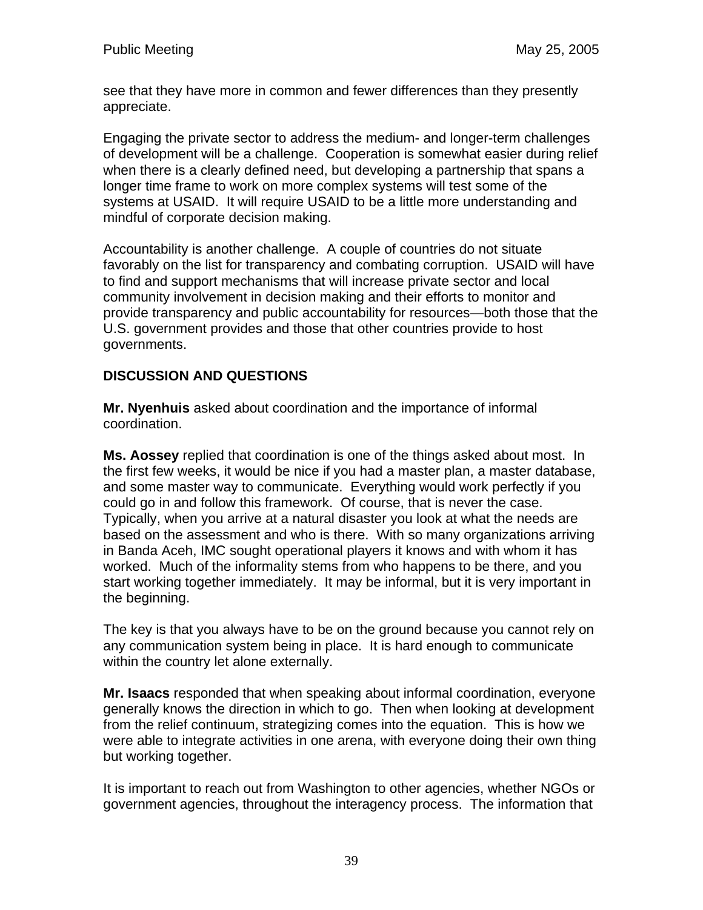see that they have more in common and fewer differences than they presently appreciate.

Engaging the private sector to address the medium- and longer-term challenges of development will be a challenge. Cooperation is somewhat easier during relief when there is a clearly defined need, but developing a partnership that spans a longer time frame to work on more complex systems will test some of the systems at USAID. It will require USAID to be a little more understanding and mindful of corporate decision making.

Accountability is another challenge. A couple of countries do not situate favorably on the list for transparency and combating corruption. USAID will have to find and support mechanisms that will increase private sector and local community involvement in decision making and their efforts to monitor and provide transparency and public accountability for resources—both those that the U.S. government provides and those that other countries provide to host governments.

## DISCUSSION AND QUESTIONS

**Mr. Nyenhuis** asked about coordination and the importance of informal coordination.

**Ms. Aossey** replied that coordination is one of the things asked about most. In the first few weeks, it would be nice if you had a master plan, a master database, and some master way to communicate. Everything would work perfectly if you could go in and follow this framework. Of course, that is never the case. Typically, when you arrive at a natural disaster you look at what the needs are based on the assessment and who is there. With so many organizations arriving in Banda Aceh, IMC sought operational players it knows and with whom it has worked. Much of the informality stems from who happens to be there, and you start working together immediately. It may be informal, but it is very important in the beginning.

The key is that you always have to be on the ground because you cannot rely on any communication system being in place. It is hard enough to communicate within the country let alone externally.

**Mr. Isaacs** responded that when speaking about informal coordination, everyone generally knows the direction in which to go. Then when looking at development from the relief continuum, strategizing comes into the equation. This is how we were able to integrate activities in one arena, with everyone doing their own thing but working together.

It is important to reach out from Washington to other agencies, whether NGOs or government agencies, throughout the interagency process. The information that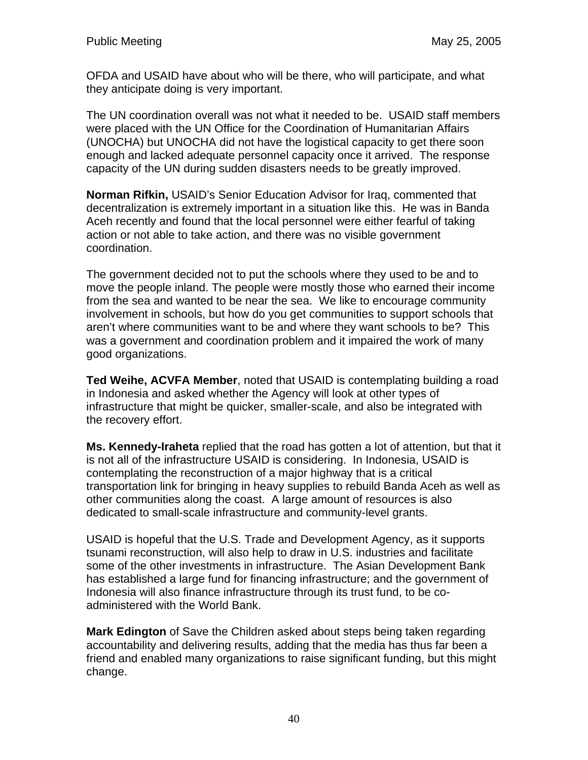OFDA and USAID have about who will be there, who will participate, and what they anticipate doing is very important.

The UN coordination overall was not what it needed to be. USAID staff members were placed with the UN Office for the Coordination of Humanitarian Affairs (UNOCHA) but UNOCHA did not have the logistical capacity to get there soon enough and lacked adequate personnel capacity once it arrived. The response capacity of the UN during sudden disasters needs to be greatly improved.

**Norman Rifkin,** USAID's Senior Education Advisor for Iraq, commented that decentralization is extremely important in a situation like this. He was in Banda Aceh recently and found that the local personnel were either fearful of taking action or not able to take action, and there was no visible government coordination.

The government decided not to put the schools where they used to be and to move the people inland. The people were mostly those who earned their income from the sea and wanted to be near the sea. We like to encourage community involvement in schools, but how do you get communities to support schools that aren't where communities want to be and where they want schools to be? This was a government and coordination problem and it impaired the work of many good organizations.

**Ted Weihe, ACVFA Member**, noted that USAID is contemplating building a road in Indonesia and asked whether the Agency will look at other types of infrastructure that might be quicker, smaller-scale, and also be integrated with the recovery effort.

**Ms. Kennedy-Iraheta** replied that the road has gotten a lot of attention, but that it is not all of the infrastructure USAID is considering. In Indonesia, USAID is contemplating the reconstruction of a major highway that is a critical transportation link for bringing in heavy supplies to rebuild Banda Aceh as well as other communities along the coast. A large amount of resources is also dedicated to small-scale infrastructure and community-level grants.

USAID is hopeful that the U.S. Trade and Development Agency, as it supports tsunami reconstruction, will also help to draw in U.S. industries and facilitate some of the other investments in infrastructure. The Asian Development Bank has established a large fund for financing infrastructure; and the government of Indonesia will also finance infrastructure through its trust fund, to be co-administered with the World Bank.

**Mark Edington** of Save the Children asked about steps being taken regarding accountability and delivering results, adding that the media has thus far been a friend and enabled many organizations to raise significant funding, but this might change.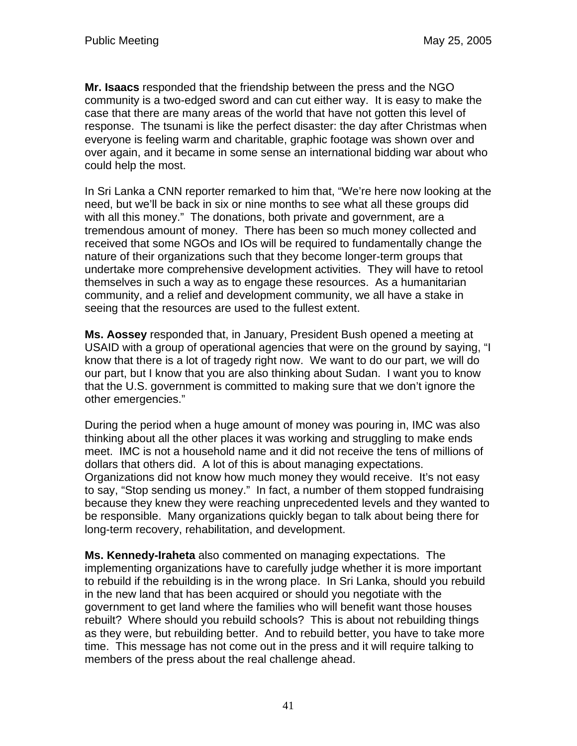**Mr. Isaacs** responded that the friendship between the press and the NGO community is a two-edged sword and can cut either way. It is easy to make the case that there are many areas of the world that have not gotten this level of response. The tsunami is like the perfect disaster: the day after Christmas when everyone is feeling warm and charitable, graphic footage was shown over and over again, and it became in some sense an international bidding war about who could help the most.

In Sri Lanka a CNN reporter remarked to him that, "We're here now looking at the need, but we'll be back in six or nine months to see what all these groups did with all this money." The donations, both private and government, are a tremendous amount of money. There has been so much money collected and received that some NGOs and IOs will be required to fundamentally change the nature of their organizations such that they become longer-term groups that undertake more comprehensive development activities. They will have to retool themselves in such a way as to engage these resources. As a humanitarian community, and a relief and development community, we all have a stake in seeing that the resources are used to the fullest extent.

**Ms. Aossey** responded that, in January, President Bush opened a meeting at USAID with a group of operational agencies that were on the ground by saying, "I know that there is a lot of tragedy right now. We want to do our part, we will do our part, but I know that you are also thinking about Sudan. I want you to know that the U.S. government is committed to making sure that we don't ignore the other emergencies."

During the period when a huge amount of money was pouring in, IMC was also thinking about all the other places it was working and struggling to make ends meet. IMC is not a household name and it did not receive the tens of millions of dollars that others did. A lot of this is about managing expectations. Organizations did not know how much money they would receive. It's not easy to say, "Stop sending us money." In fact, a number of them stopped fundraising because they knew they were reaching unprecedented levels and they wanted to be responsible. Many organizations quickly began to talk about being there for long-term recovery, rehabilitation, and development.

**Ms. Kennedy-Iraheta** also commented on managing expectations. The implementing organizations have to carefully judge whether it is more important to rebuild if the rebuilding is in the wrong place. In Sri Lanka, should you rebuild in the new land that has been acquired or should you negotiate with the government to get land where the families who will benefit want those houses rebuilt? Where should you rebuild schools? This is about not rebuilding things as they were, but rebuilding better. And to rebuild better, you have to take more time. This message has not come out in the press and it will require talking to members of the press about the real challenge ahead.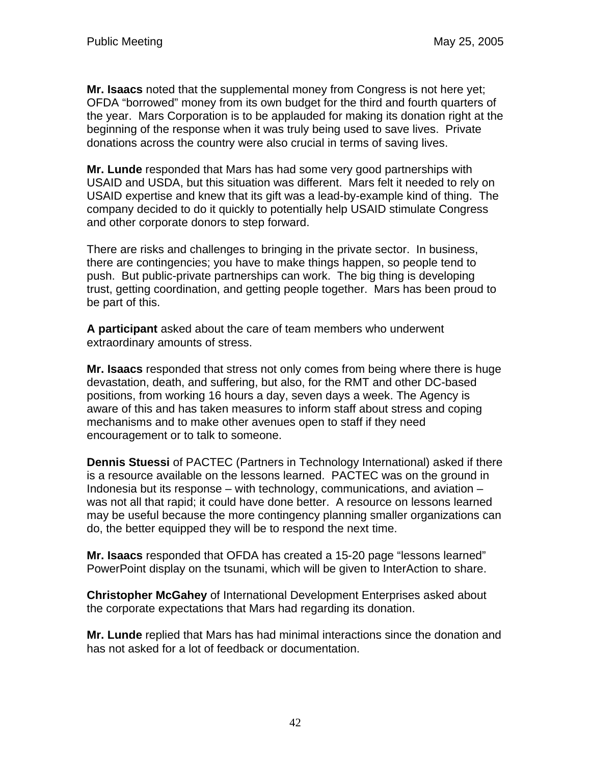**Mr. Isaacs** noted that the supplemental money from Congress is not here yet; OFDA "borrowed" money from its own budget for the third and fourth quarters of the year. Mars Corporation is to be applauded for making its donation right at the beginning of the response when it was truly being used to save lives. Private donations across the country were also crucial in terms of saving lives.

**Mr. Lunde** responded that Mars has had some very good partnerships with USAID and USDA, but this situation was different. Mars felt it needed to rely on USAID expertise and knew that its gift was a lead-by-example kind of thing. The company decided to do it quickly to potentially help USAID stimulate Congress and other corporate donors to step forward.

There are risks and challenges to bringing in the private sector. In business, there are contingencies; you have to make things happen, so people tend to push. But public-private partnerships can work. The big thing is developing trust, getting coordination, and getting people together. Mars has been proud to be part of this.

**A participant** asked about the care of team members who underwent extraordinary amounts of stress.

**Mr. Isaacs** responded that stress not only comes from being where there is huge devastation, death, and suffering, but also, for the RMT and other DC-based positions, from working 16 hours a day, seven days a week. The Agency is aware of this and has taken measures to inform staff about stress and coping mechanisms and to make other avenues open to staff if they need encouragement or to talk to someone.

**Dennis Stuessi** of PACTEC (Partners in Technology International) asked if there is a resource available on the lessons learned. PACTEC was on the ground in Indonesia but its response – with technology, communications, and aviation – was not all that rapid; it could have done better. A resource on lessons learned may be useful because the more contingency planning smaller organizations can do, the better equipped they will be to respond the next time.

**Mr. Isaacs** responded that OFDA has created a 15-20 page "lessons learned" PowerPoint display on the tsunami, which will be given to InterAction to share.

**Christopher McGahey** of International Development Enterprises asked about the corporate expectations that Mars had regarding its donation.

**Mr. Lunde** replied that Mars has had minimal interactions since the donation and has not asked for a lot of feedback or documentation.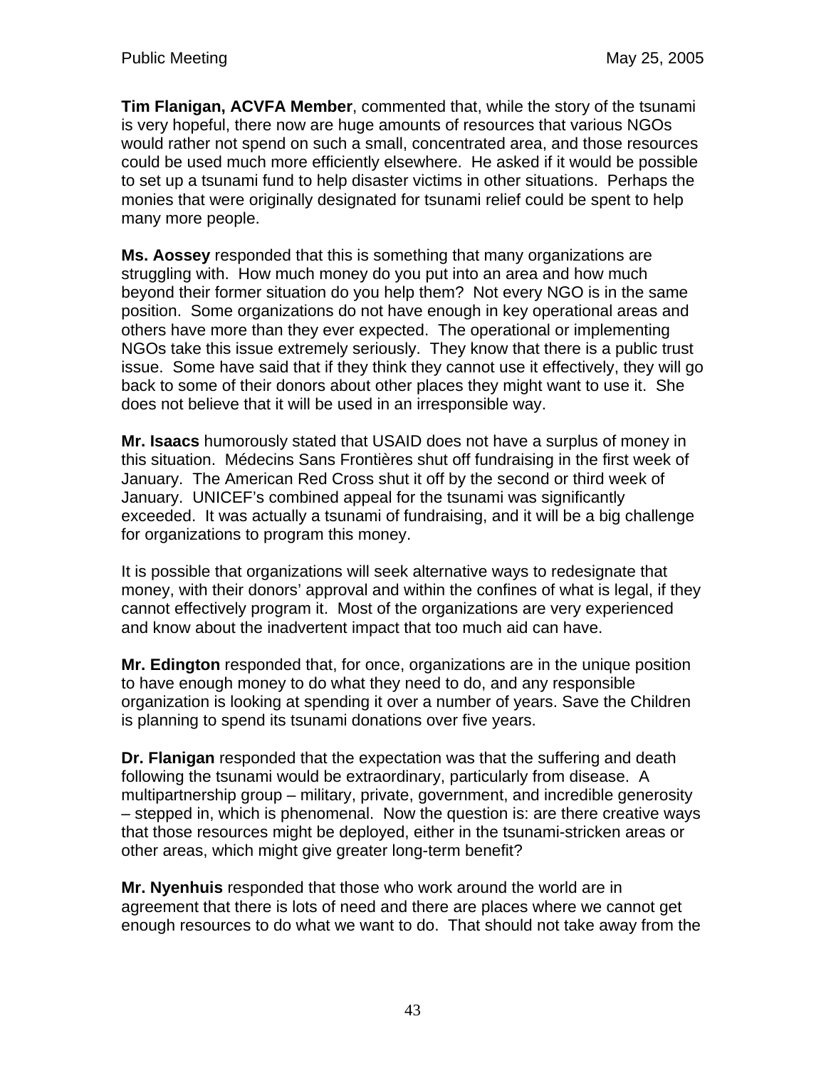**Tim Flanigan, ACVFA Member**, commented that, while the story of the tsunami is very hopeful, there now are huge amounts of resources that various NGOs would rather not spend on such a small, concentrated area, and those resources could be used much more efficiently elsewhere. He asked if it would be possible to set up a tsunami fund to help disaster victims in other situations. Perhaps the monies that were originally designated for tsunami relief could be spent to help many more people.

**Ms. Aossey** responded that this is something that many organizations are struggling with. How much money do you put into an area and how much beyond their former situation do you help them? Not every NGO is in the same position. Some organizations do not have enough in key operational areas and others have more than they ever expected. The operational or implementing NGOs take this issue extremely seriously. They know that there is a public trust issue. Some have said that if they think they cannot use it effectively, they will go back to some of their donors about other places they might want to use it. She does not believe that it will be used in an irresponsible way.

**Mr. Isaacs** humorously stated that USAID does not have a surplus of money in this situation. Médecins Sans Frontières shut off fundraising in the first week of January. The American Red Cross shut it off by the second or third week of January. UNICEF's combined appeal for the tsunami was significantly exceeded. It was actually a tsunami of fundraising, and it will be a big challenge for organizations to program this money.

It is possible that organizations will seek alternative ways to redesignate that money, with their donors' approval and within the confines of what is legal, if they cannot effectively program it. Most of the organizations are very experienced and know about the inadvertent impact that too much aid can have.

**Mr. Edington** responded that, for once, organizations are in the unique position to have enough money to do what they need to do, and any responsible organization is looking at spending it over a number of years. Save the Children is planning to spend its tsunami donations over five years.

**Dr. Flanigan** responded that the expectation was that the suffering and death following the tsunami would be extraordinary, particularly from disease. A multipartnership group – military, private, government, and incredible generosity – stepped in, which is phenomenal. Now the question is: are there creative ways that those resources might be deployed, either in the tsunami-stricken areas or other areas, which might give greater long-term benefit?

**Mr. Nyenhuis** responded that those who work around the world are in agreement that there is lots of need and there are places where we cannot get enough resources to do what we want to do. That should not take away from the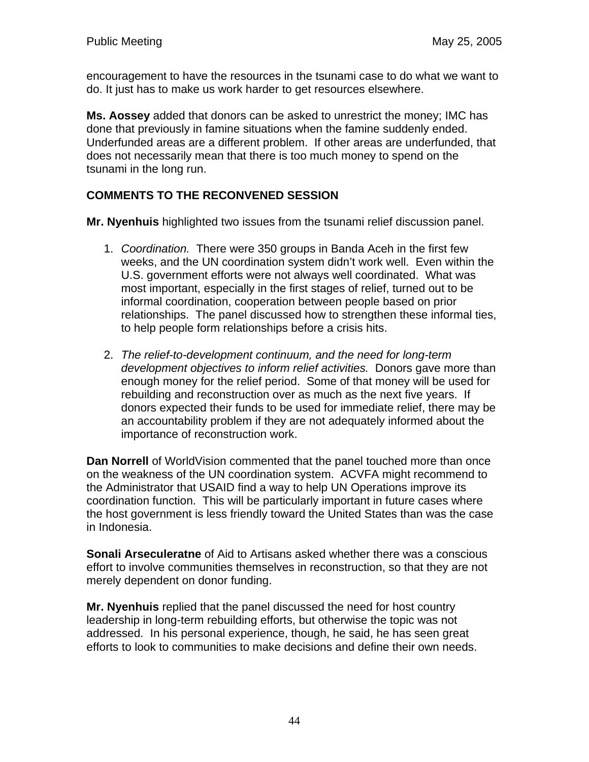encouragement to have the resources in the tsunami case to do what we want to do. It just has to make us work harder to get resources elsewhere.

**Ms. Aossey** added that donors can be asked to unrestrict the money; IMC has done that previously in famine situations when the famine suddenly ended. Underfunded areas are a different problem. If other areas are underfunded, that does not necessarily mean that there is too much money to spend on the tsunami in the long run.

## COMMENTS TO THE RECONVENED SESSION

**Mr. Nyenhuis** highlighted two issues from the tsunami relief discussion panel.

1. *Coordination.* There were 350 groups in Banda Aceh in the first few weeks, and the UN coordination system didn't work well. Even within the U.S. government efforts were not always well coordinated. What was most important, especially in the first stages of relief, turned out to be informal coordination, cooperation between people based on prior relationships. The panel discussed how to strengthen these informal ties, to help people form relationships before a crisis hits.

2. *The relief-to-development continuum, and the need for long-term development objectives to inform relief activities.* Donors gave more than enough money for the relief period. Some of that money will be used for rebuilding and reconstruction over as much as the next five years. If donors expected their funds to be used for immediate relief, there may be an accountability problem if they are not adequately informed about the importance of reconstruction work.

**Dan Norrell** of WorldVision commented that the panel touched more than once on the weakness of the UN coordination system. ACVFA might recommend to the Administrator that USAID find a way to help UN Operations improve its coordination function. This will be particularly important in future cases where the host government is less friendly toward the United States than was the case in Indonesia.

**Sonali Arseculeratne** of Aid to Artisans asked whether there was a conscious effort to involve communities themselves in reconstruction, so that they are not merely dependent on donor funding.

**Mr. Nyenhuis** replied that the panel discussed the need for host country leadership in long-term rebuilding efforts, but otherwise the topic was not addressed. In his personal experience, though, he said, he has seen great efforts to look to communities to make decisions and define their own needs.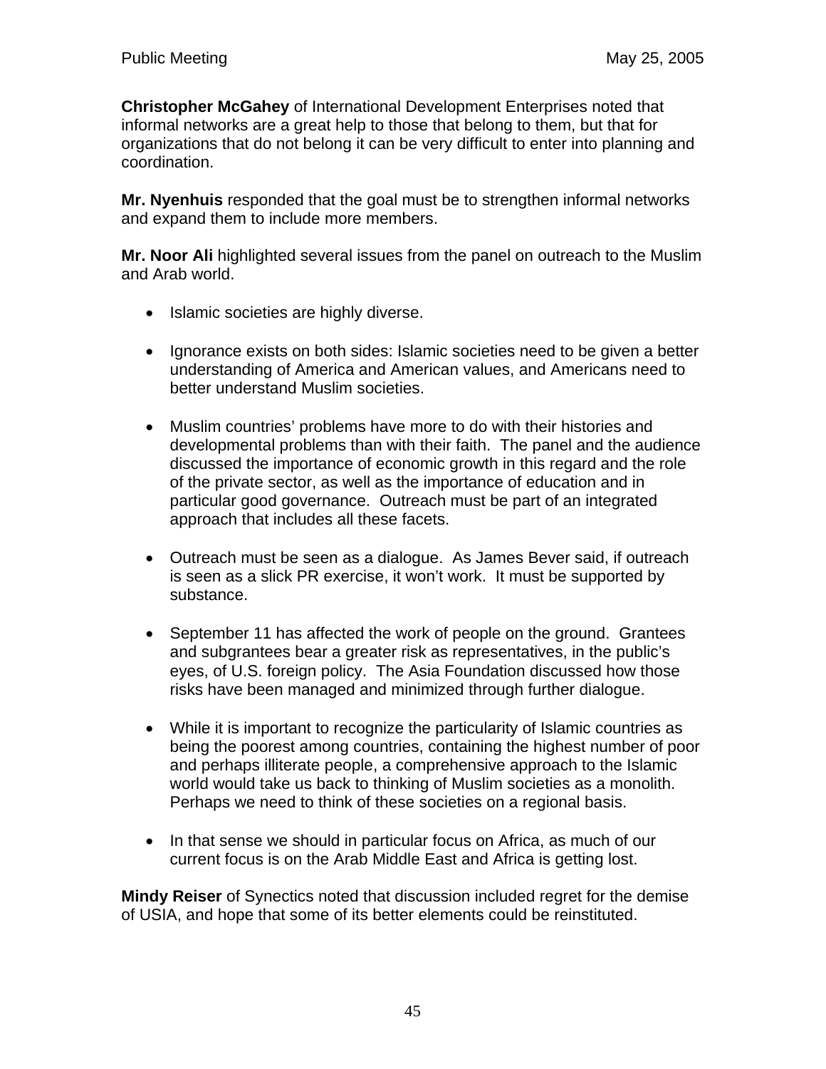**Christopher McGahey** of International Development Enterprises noted that informal networks are a great help to those that belong to them, but that for organizations that do not belong it can be very difficult to enter into planning and coordination.

**Mr. Nyenhuis** responded that the goal must be to strengthen informal networks and expand them to include more members.

**Mr. Noor Ali** highlighted several issues from the panel on outreach to the Muslim and Arab world.

- Islamic societies are highly diverse.

- Ignorance exists on both sides: Islamic societies need to be given a better understanding of America and American values, and Americans need to better understand Muslim societies.

- Muslim countries' problems have more to do with their histories and developmental problems than with their faith. The panel and the audience discussed the importance of economic growth in this regard and the role of the private sector, as well as the importance of education and in particular good governance. Outreach must be part of an integrated approach that includes all these facets.

- Outreach must be seen as a dialogue. As James Bever said, if outreach is seen as a slick PR exercise, it won't work. It must be supported by substance.

- September 11 has affected the work of people on the ground. Grantees and subgrantees bear a greater risk as representatives, in the public's eyes, of U.S. foreign policy. The Asia Foundation discussed how those risks have been managed and minimized through further dialogue.

- While it is important to recognize the particularity of Islamic countries as being the poorest among countries, containing the highest number of poor and perhaps illiterate people, a comprehensive approach to the Islamic world would take us back to thinking of Muslim societies as a monolith. Perhaps we need to think of these societies on a regional basis.

- In that sense we should in particular focus on Africa, as much of our current focus is on the Arab Middle East and Africa is getting lost.

**Mindy Reiser** of Synectics noted that discussion included regret for the demise of USIA, and hope that some of its better elements could be reinstituted.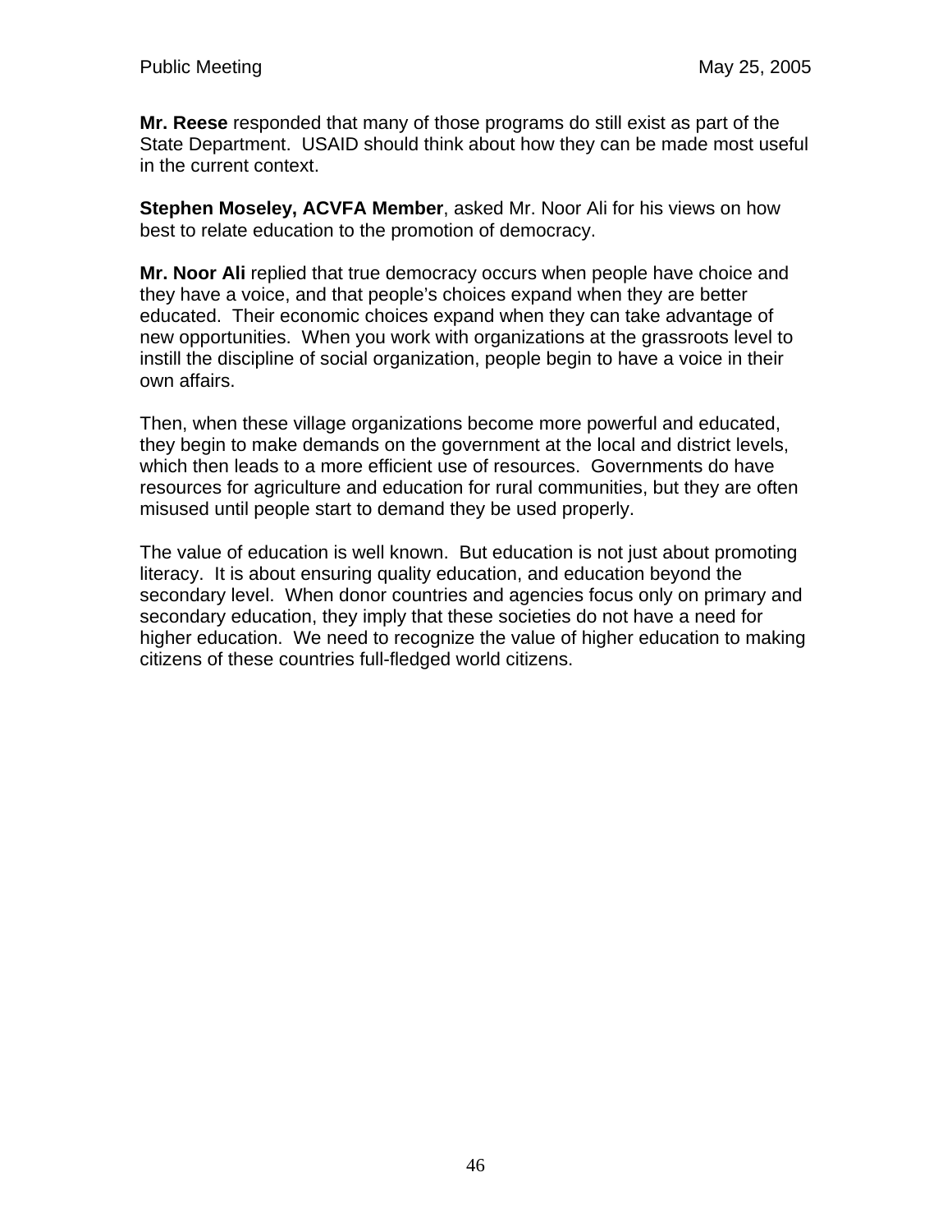**Mr. Reese** responded that many of those programs do still exist as part of the State Department. USAID should think about how they can be made most useful in the current context.

**Stephen Moseley, ACVFA Member**, asked Mr. Noor Ali for his views on how best to relate education to the promotion of democracy.

**Mr. Noor Ali** replied that true democracy occurs when people have choice and they have a voice, and that people's choices expand when they are better educated. Their economic choices expand when they can take advantage of new opportunities. When you work with organizations at the grassroots level to instill the discipline of social organization, people begin to have a voice in their own affairs.

Then, when these village organizations become more powerful and educated, they begin to make demands on the government at the local and district levels, which then leads to a more efficient use of resources. Governments do have resources for agriculture and education for rural communities, but they are often misused until people start to demand they be used properly.

The value of education is well known. But education is not just about promoting literacy. It is about ensuring quality education, and education beyond the secondary level. When donor countries and agencies focus only on primary and secondary education, they imply that these societies do not have a need for higher education. We need to recognize the value of higher education to making citizens of these countries full-fledged world citizens.